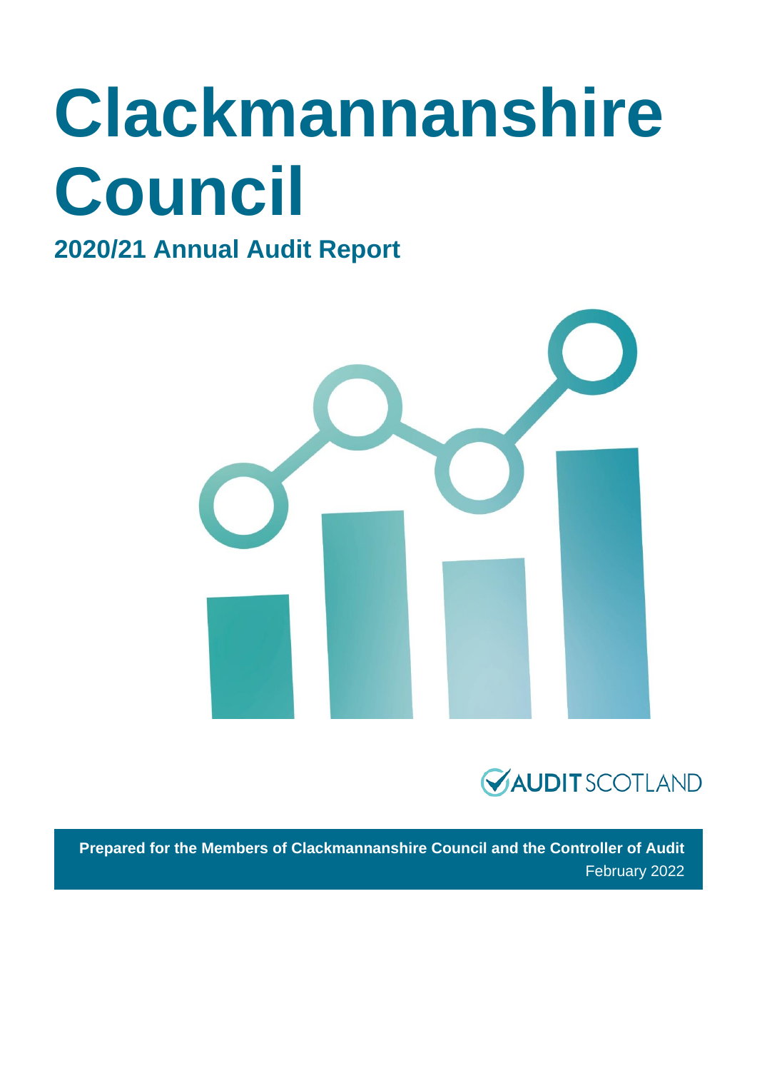# Clackmannanshire Council

## 2020/21 Annual Audit Report

AUDIT SCOTLAND

**Prepared for the Members of Clackmannanshire Council and the Controller of Audit**

February 2022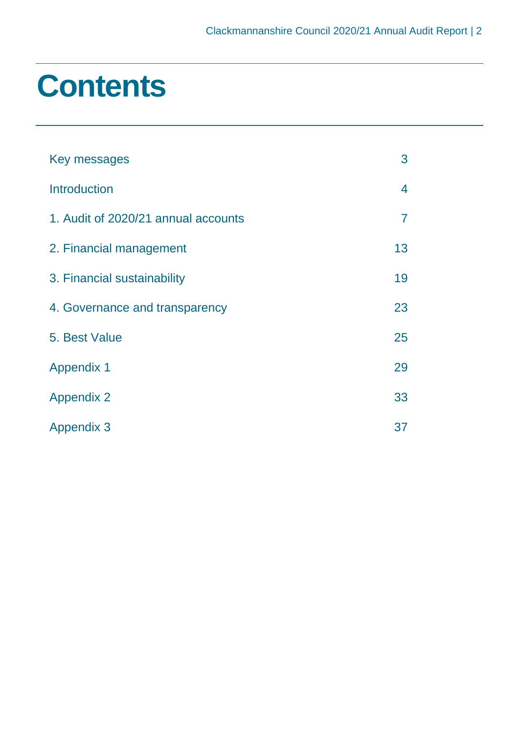# Contents

| | |
|---|---|
| Key messages | 3 |
| Introduction | 4 |
| 1. Audit of 2020/21 annual accounts | 7 |
| 2. Financial management | 13 |
| 3. Financial sustainability | 19 |
| 4. Governance and transparency | 23 |
| 5. Best Value | 25 |
| Appendix 1 | 29 |
| Appendix 2 | 33 |
| Appendix 3 | 37 |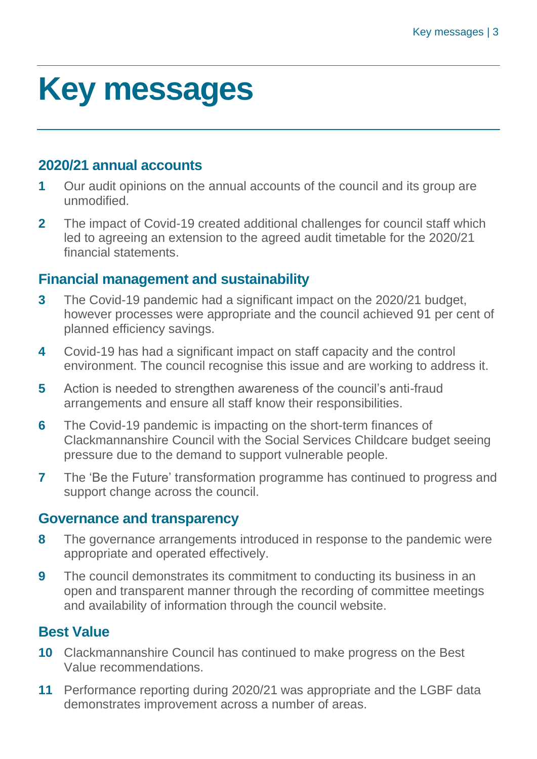# Key messages

## 2020/21 annual accounts

**1** Our audit opinions on the annual accounts of the council and its group are unmodified.

**2** The impact of Covid-19 created additional challenges for council staff which led to agreeing an extension to the agreed audit timetable for the 2020/21 financial statements.

## Financial management and sustainability

**3** The Covid-19 pandemic had a significant impact on the 2020/21 budget, however processes were appropriate and the council achieved 91 per cent of planned efficiency savings.

**4** Covid-19 has had a significant impact on staff capacity and the control environment. The council recognise this issue and are working to address it.

**5** Action is needed to strengthen awareness of the council's anti-fraud arrangements and ensure all staff know their responsibilities.

**6** The Covid-19 pandemic is impacting on the short-term finances of Clackmannanshire Council with the Social Services Childcare budget seeing pressure due to the demand to support vulnerable people.

**7** The 'Be the Future' transformation programme has continued to progress and support change across the council.

## Governance and transparency

**8** The governance arrangements introduced in response to the pandemic were appropriate and operated effectively.

**9** The council demonstrates its commitment to conducting its business in an open and transparent manner through the recording of committee meetings and availability of information through the council website.

## Best Value

**10** Clackmannanshire Council has continued to make progress on the Best Value recommendations.

**11** Performance reporting during 2020/21 was appropriate and the LGBF data demonstrates improvement across a number of areas.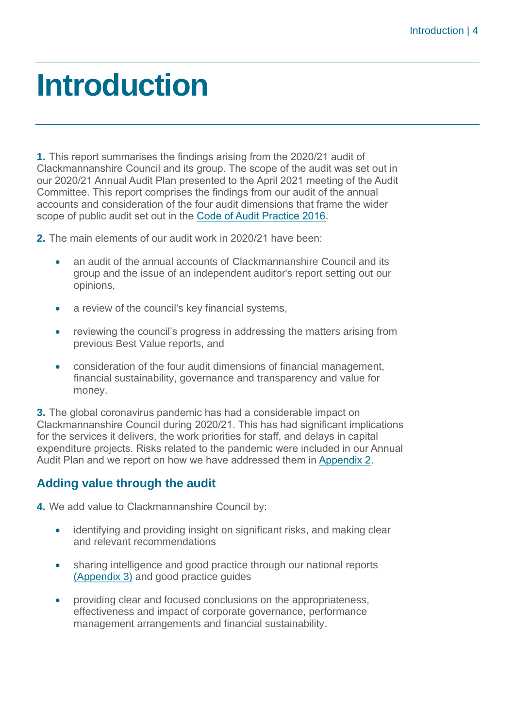# Introduction

**1.** This report summarises the findings arising from the 2020/21 audit of Clackmannanshire Council and its group. The scope of the audit was set out in our 2020/21 Annual Audit Plan presented to the April 2021 meeting of the Audit Committee. This report comprises the findings from our audit of the annual accounts and consideration of the four audit dimensions that frame the wider scope of public audit set out in the Code of Audit Practice 2016.

**2.** The main elements of our audit work in 2020/21 have been:

- an audit of the annual accounts of Clackmannanshire Council and its group and the issue of an independent auditor's report setting out our opinions,
- a review of the council's key financial systems,
- reviewing the council's progress in addressing the matters arising from previous Best Value reports, and
- consideration of the four audit dimensions of financial management, financial sustainability, governance and transparency and value for money.

**3.** The global coronavirus pandemic has had a considerable impact on Clackmannanshire Council during 2020/21. This has had significant implications for the services it delivers, the work priorities for staff, and delays in capital expenditure projects. Risks related to the pandemic were included in our Annual Audit Plan and we report on how we have addressed them in Appendix 2.

## Adding value through the audit

**4.** We add value to Clackmannanshire Council by:

- identifying and providing insight on significant risks, and making clear and relevant recommendations
- sharing intelligence and good practice through our national reports (Appendix 3) and good practice guides
- providing clear and focused conclusions on the appropriateness, effectiveness and impact of corporate governance, performance management arrangements and financial sustainability.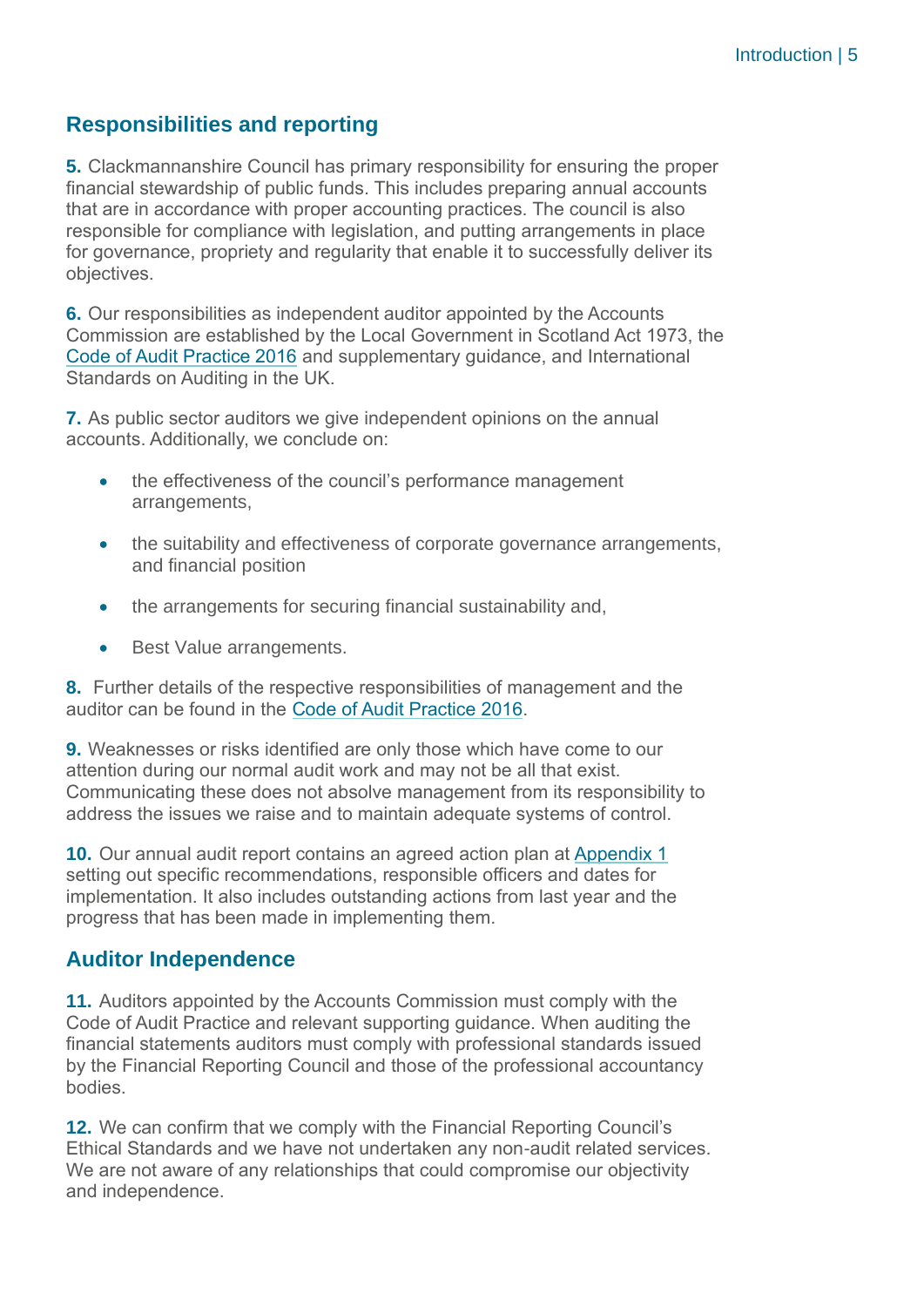## Responsibilities and reporting

**5.** Clackmannanshire Council has primary responsibility for ensuring the proper financial stewardship of public funds. This includes preparing annual accounts that are in accordance with proper accounting practices. The council is also responsible for compliance with legislation, and putting arrangements in place for governance, propriety and regularity that enable it to successfully deliver its objectives.

**6.** Our responsibilities as independent auditor appointed by the Accounts Commission are established by the Local Government in Scotland Act 1973, the Code of Audit Practice 2016 and supplementary guidance, and International Standards on Auditing in the UK.

**7.** As public sector auditors we give independent opinions on the annual accounts. Additionally, we conclude on:

- the effectiveness of the council's performance management arrangements,
- the suitability and effectiveness of corporate governance arrangements, and financial position
- the arrangements for securing financial sustainability and,
- Best Value arrangements.

**8.** Further details of the respective responsibilities of management and the auditor can be found in the Code of Audit Practice 2016.

**9.** Weaknesses or risks identified are only those which have come to our attention during our normal audit work and may not be all that exist. Communicating these does not absolve management from its responsibility to address the issues we raise and to maintain adequate systems of control.

**10.** Our annual audit report contains an agreed action plan at Appendix 1 setting out specific recommendations, responsible officers and dates for implementation. It also includes outstanding actions from last year and the progress that has been made in implementing them.

## Auditor Independence

**11.** Auditors appointed by the Accounts Commission must comply with the Code of Audit Practice and relevant supporting guidance. When auditing the financial statements auditors must comply with professional standards issued by the Financial Reporting Council and those of the professional accountancy bodies.

**12.** We can confirm that we comply with the Financial Reporting Council's Ethical Standards and we have not undertaken any non-audit related services. We are not aware of any relationships that could compromise our objectivity and independence.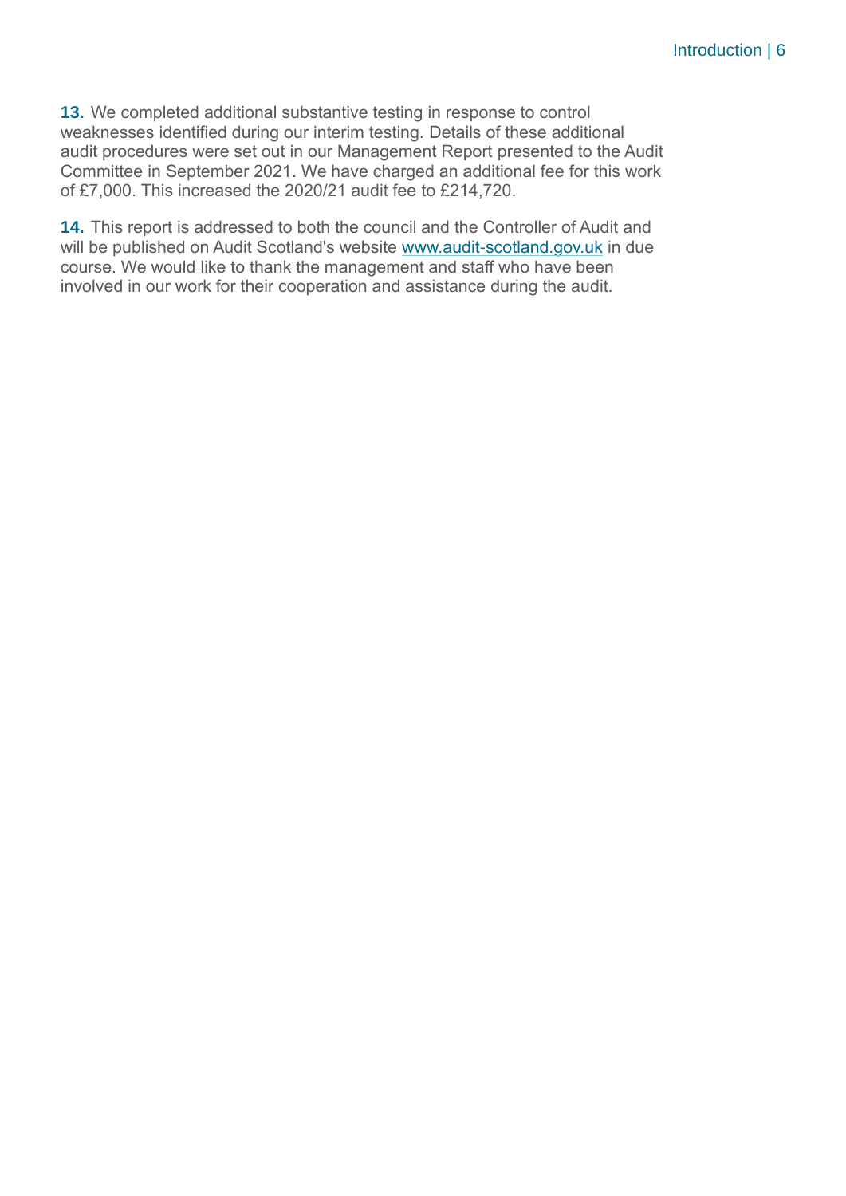**13.** We completed additional substantive testing in response to control weaknesses identified during our interim testing. Details of these additional audit procedures were set out in our Management Report presented to the Audit Committee in September 2021. We have charged an additional fee for this work of £7,000. This increased the 2020/21 audit fee to £214,720.

**14.** This report is addressed to both the council and the Controller of Audit and will be published on Audit Scotland's website [www.audit-scotland.gov.uk](http://www.audit-scotland.gov.uk) in due course. We would like to thank the management and staff who have been involved in our work for their cooperation and assistance during the audit.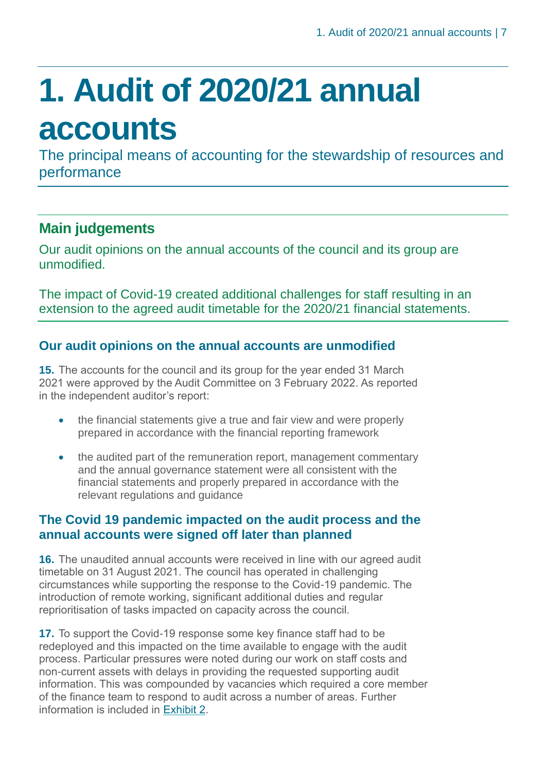# 1. Audit of 2020/21 annual accounts

The principal means of accounting for the stewardship of resources and performance

## Main judgements

Our audit opinions on the annual accounts of the council and its group are unmodified.

The impact of Covid-19 created additional challenges for staff resulting in an extension to the agreed audit timetable for the 2020/21 financial statements.

### Our audit opinions on the annual accounts are unmodified

**15.** The accounts for the council and its group for the year ended 31 March 2021 were approved by the Audit Committee on 3 February 2022. As reported in the independent auditor's report:

- the financial statements give a true and fair view and were properly prepared in accordance with the financial reporting framework
- the audited part of the remuneration report, management commentary and the annual governance statement were all consistent with the financial statements and properly prepared in accordance with the relevant regulations and guidance

### The Covid 19 pandemic impacted on the audit process and the annual accounts were signed off later than planned

**16.** The unaudited annual accounts were received in line with our agreed audit timetable on 31 August 2021. The council has operated in challenging circumstances while supporting the response to the Covid-19 pandemic. The introduction of remote working, significant additional duties and regular reprioritisation of tasks impacted on capacity across the council.

**17.** To support the Covid-19 response some key finance staff had to be redeployed and this impacted on the time available to engage with the audit process. Particular pressures were noted during our work on staff costs and non-current assets with delays in providing the requested supporting audit information. This was compounded by vacancies which required a core member of the finance team to respond to audit across a number of areas. Further information is included in Exhibit 2.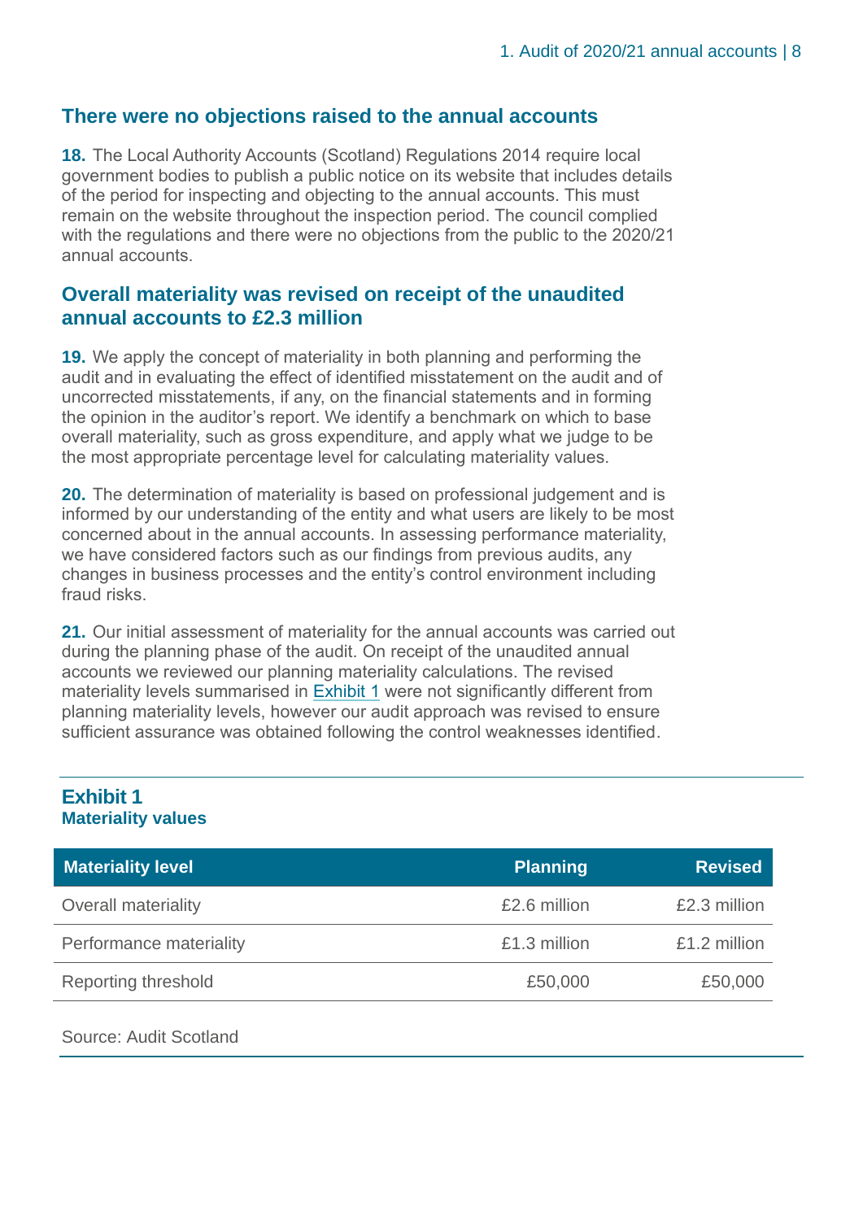## There were no objections raised to the annual accounts

**18.** The Local Authority Accounts (Scotland) Regulations 2014 require local government bodies to publish a public notice on its website that includes details of the period for inspecting and objecting to the annual accounts. This must remain on the website throughout the inspection period. The council complied with the regulations and there were no objections from the public to the 2020/21 annual accounts.

## Overall materiality was revised on receipt of the unaudited annual accounts to £2.3 million

**19.** We apply the concept of materiality in both planning and performing the audit and in evaluating the effect of identified misstatement on the audit and of uncorrected misstatements, if any, on the financial statements and in forming the opinion in the auditor's report. We identify a benchmark on which to base overall materiality, such as gross expenditure, and apply what we judge to be the most appropriate percentage level for calculating materiality values.

**20.** The determination of materiality is based on professional judgement and is informed by our understanding of the entity and what users are likely to be most concerned about in the annual accounts. In assessing performance materiality, we have considered factors such as our findings from previous audits, any changes in business processes and the entity's control environment including fraud risks.

**21.** Our initial assessment of materiality for the annual accounts was carried out during the planning phase of the audit. On receipt of the unaudited annual accounts we reviewed our planning materiality calculations. The revised materiality levels summarised in Exhibit 1 were not significantly different from planning materiality levels, however our audit approach was revised to ensure sufficient assurance was obtained following the control weaknesses identified.

### Exhibit 1
**Materiality values**

| Materiality level | Planning | Revised |
|---|---|---|
| Overall materiality | £2.6 million | £2.3 million |
| Performance materiality | £1.3 million | £1.2 million |
| Reporting threshold | £50,000 | £50,000 |

Source: Audit Scotland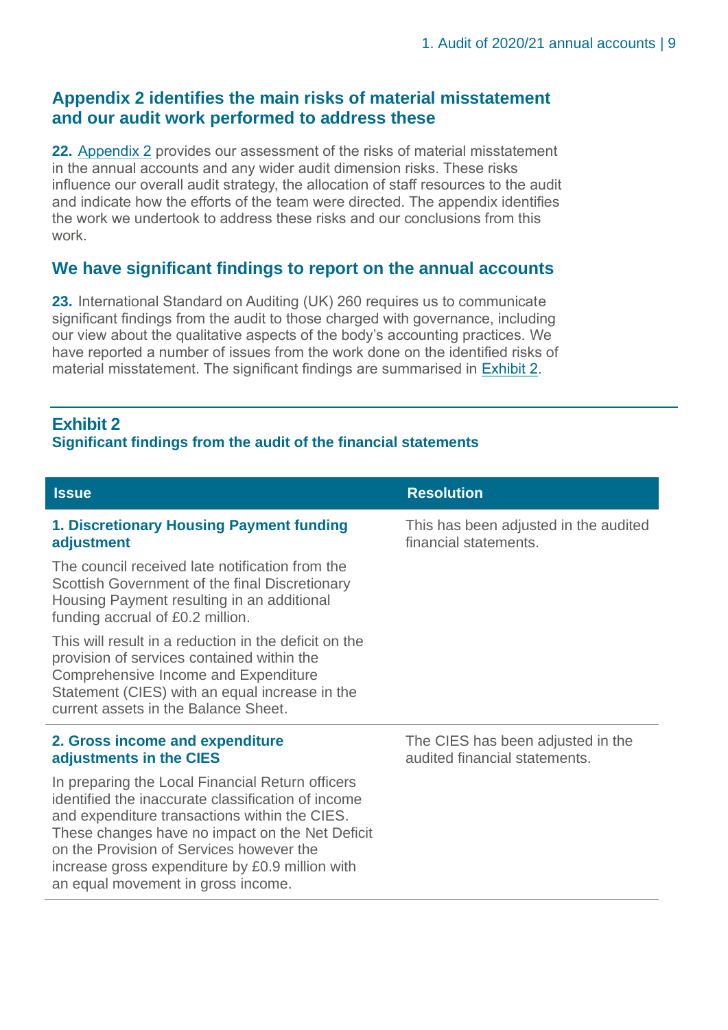## Appendix 2 identifies the main risks of material misstatement and our audit work performed to address these

**22.** Appendix 2 provides our assessment of the risks of material misstatement in the annual accounts and any wider audit dimension risks. These risks influence our overall audit strategy, the allocation of staff resources to the audit and indicate how the efforts of the team were directed. The appendix identifies the work we undertook to address these risks and our conclusions from this work.

## We have significant findings to report on the annual accounts

**23.** International Standard on Auditing (UK) 260 requires us to communicate significant findings from the audit to those charged with governance, including our view about the qualitative aspects of the body's accounting practices. We have reported a number of issues from the work done on the identified risks of material misstatement. The significant findings are summarised in Exhibit 2.

### Exhibit 2
**Significant findings from the audit of the financial statements**

| Issue | Resolution |
| --- | --- |
| **1. Discretionary Housing Payment funding adjustment**<br><br>The council received late notification from the Scottish Government of the final Discretionary Housing Payment resulting in an additional funding accrual of £0.2 million.<br><br>This will result in a reduction in the deficit on the provision of services contained within the Comprehensive Income and Expenditure Statement (CIES) with an equal increase in the current assets in the Balance Sheet. | This has been adjusted in the audited financial statements. |
| **2. Gross income and expenditure adjustments in the CIES**<br><br>In preparing the Local Financial Return officers identified the inaccurate classification of income and expenditure transactions within the CIES. These changes have no impact on the Net Deficit on the Provision of Services however the increase gross expenditure by £0.9 million with an equal movement in gross income. | The CIES has been adjusted in the audited financial statements. |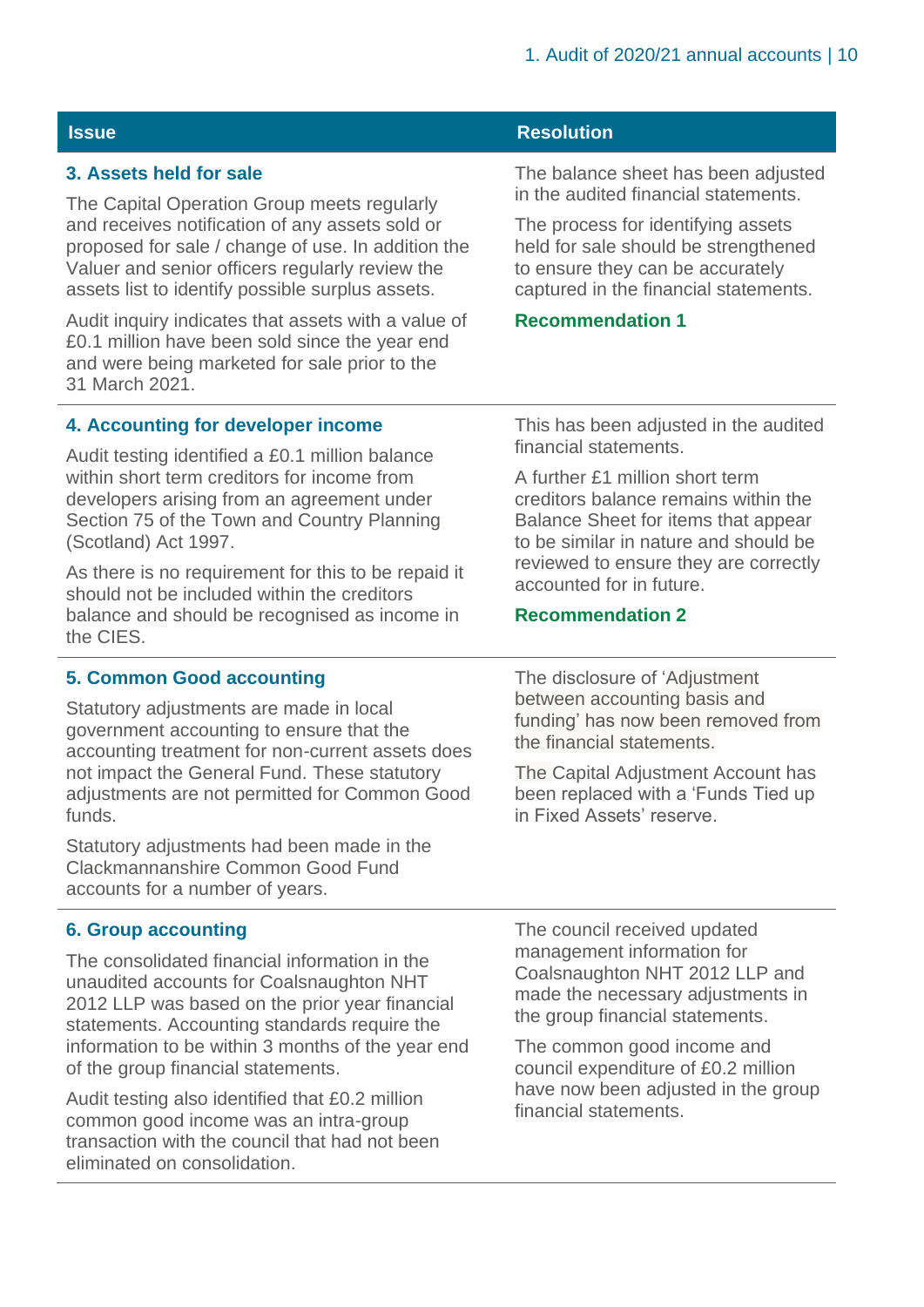| Issue | Resolution |
|---|---|
| **3. Assets held for sale**<br><br>The Capital Operation Group meets regularly and receives notification of any assets sold or proposed for sale / change of use. In addition the Valuer and senior officers regularly review the assets list to identify possible surplus assets.<br><br>Audit inquiry indicates that assets with a value of £0.1 million have been sold since the year end and were being marketed for sale prior to the 31 March 2021. | The balance sheet has been adjusted in the audited financial statements.<br><br>The process for identifying assets held for sale should be strengthened to ensure they can be accurately captured in the financial statements.<br><br>**Recommendation 1** |
| **4. Accounting for developer income**<br><br>Audit testing identified a £0.1 million balance within short term creditors for income from developers arising from an agreement under Section 75 of the Town and Country Planning (Scotland) Act 1997.<br><br>As there is no requirement for this to be repaid it should not be included within the creditors balance and should be recognised as income in the CIES. | This has been adjusted in the audited financial statements.<br><br>A further £1 million short term creditors balance remains within the Balance Sheet for items that appear to be similar in nature and should be reviewed to ensure they are correctly accounted for in future.<br><br>**Recommendation 2** |
| **5. Common Good accounting**<br><br>Statutory adjustments are made in local government accounting to ensure that the accounting treatment for non-current assets does not impact the General Fund. These statutory adjustments are not permitted for Common Good funds.<br><br>Statutory adjustments had been made in the Clackmannanshire Common Good Fund accounts for a number of years. | The disclosure of 'Adjustment between accounting basis and funding' has now been removed from the financial statements.<br><br>The Capital Adjustment Account has been replaced with a 'Funds Tied up in Fixed Assets' reserve. |
| **6. Group accounting**<br><br>The consolidated financial information in the unaudited accounts for Coalsnaughton NHT 2012 LLP was based on the prior year financial statements. Accounting standards require the information to be within 3 months of the year end of the group financial statements.<br><br>Audit testing also identified that £0.2 million common good income was an intra-group transaction with the council that had not been eliminated on consolidation. | The council received updated management information for Coalsnaughton NHT 2012 LLP and made the necessary adjustments in the group financial statements.<br><br>The common good income and council expenditure of £0.2 million have now been adjusted in the group financial statements. |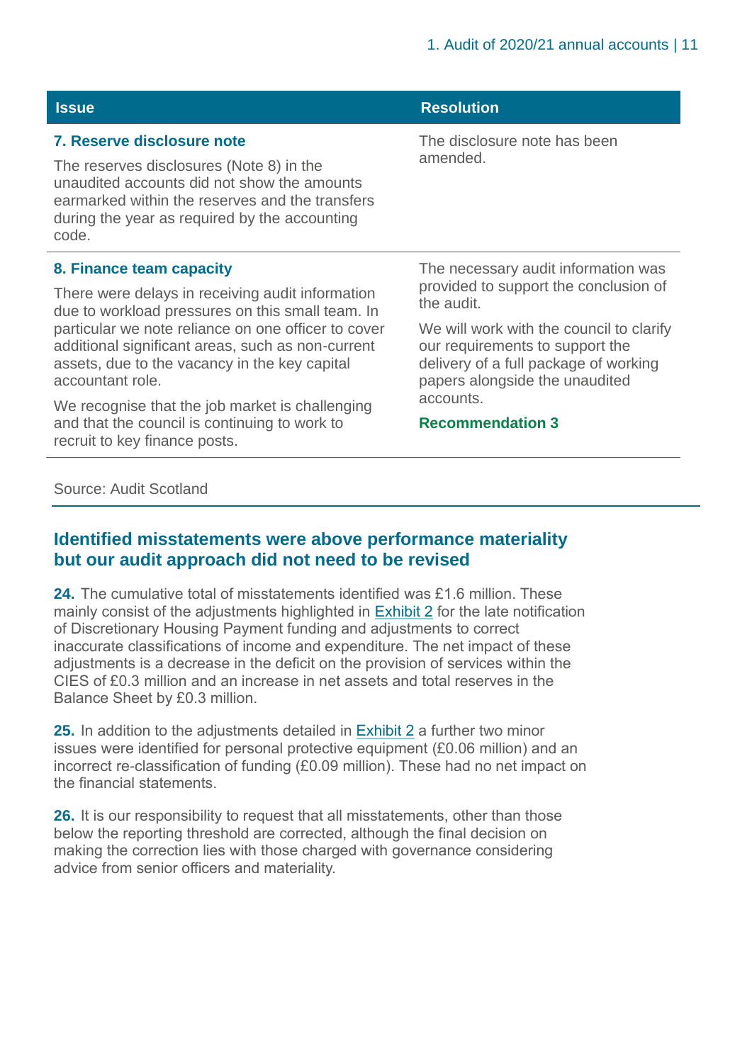| Issue | Resolution |
| --- | --- |
| **7. Reserve disclosure note**<br><br>The reserves disclosures (Note 8) in the unaudited accounts did not show the amounts earmarked within the reserves and the transfers during the year as required by the accounting code. | The disclosure note has been amended. |
| **8. Finance team capacity**<br><br>There were delays in receiving audit information due to workload pressures on this small team. In particular we note reliance on one officer to cover additional significant areas, such as non-current assets, due to the vacancy in the key capital accountant role.<br><br>We recognise that the job market is challenging and that the council is continuing to work to recruit to key finance posts. | The necessary audit information was provided to support the conclusion of the audit.<br><br>We will work with the council to clarify our requirements to support the delivery of a full package of working papers alongside the unaudited accounts.<br><br>**Recommendation 3** |

Source: Audit Scotland

## Identified misstatements were above performance materiality but our audit approach did not need to be revised

**24.** The cumulative total of misstatements identified was £1.6 million. These mainly consist of the adjustments highlighted in Exhibit 2 for the late notification of Discretionary Housing Payment funding and adjustments to correct inaccurate classifications of income and expenditure. The net impact of these adjustments is a decrease in the deficit on the provision of services within the CIES of £0.3 million and an increase in net assets and total reserves in the Balance Sheet by £0.3 million.

**25.** In addition to the adjustments detailed in Exhibit 2 a further two minor issues were identified for personal protective equipment (£0.06 million) and an incorrect re-classification of funding (£0.09 million). These had no net impact on the financial statements.

**26.** It is our responsibility to request that all misstatements, other than those below the reporting threshold are corrected, although the final decision on making the correction lies with those charged with governance considering advice from senior officers and materiality.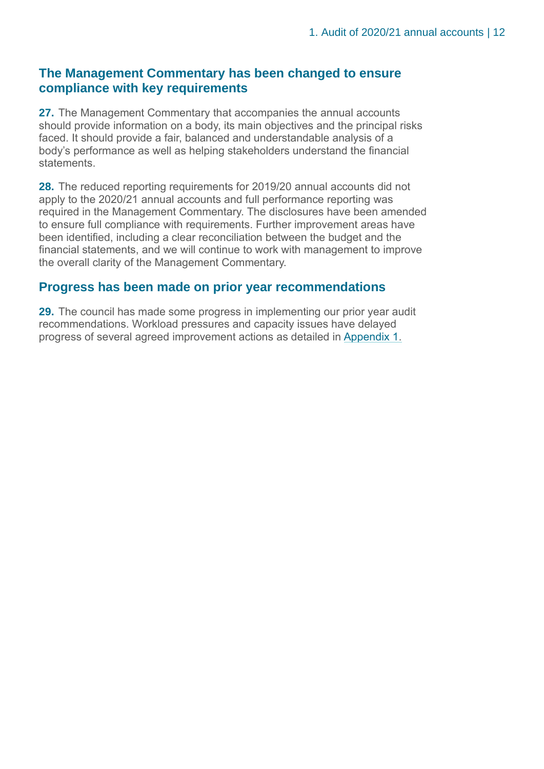## The Management Commentary has been changed to ensure compliance with key requirements

**27.** The Management Commentary that accompanies the annual accounts should provide information on a body, its main objectives and the principal risks faced. It should provide a fair, balanced and understandable analysis of a body's performance as well as helping stakeholders understand the financial statements.

**28.** The reduced reporting requirements for 2019/20 annual accounts did not apply to the 2020/21 annual accounts and full performance reporting was required in the Management Commentary. The disclosures have been amended to ensure full compliance with requirements. Further improvement areas have been identified, including a clear reconciliation between the budget and the financial statements, and we will continue to work with management to improve the overall clarity of the Management Commentary.

## Progress has been made on prior year recommendations

**29.** The council has made some progress in implementing our prior year audit recommendations. Workload pressures and capacity issues have delayed progress of several agreed improvement actions as detailed in Appendix 1.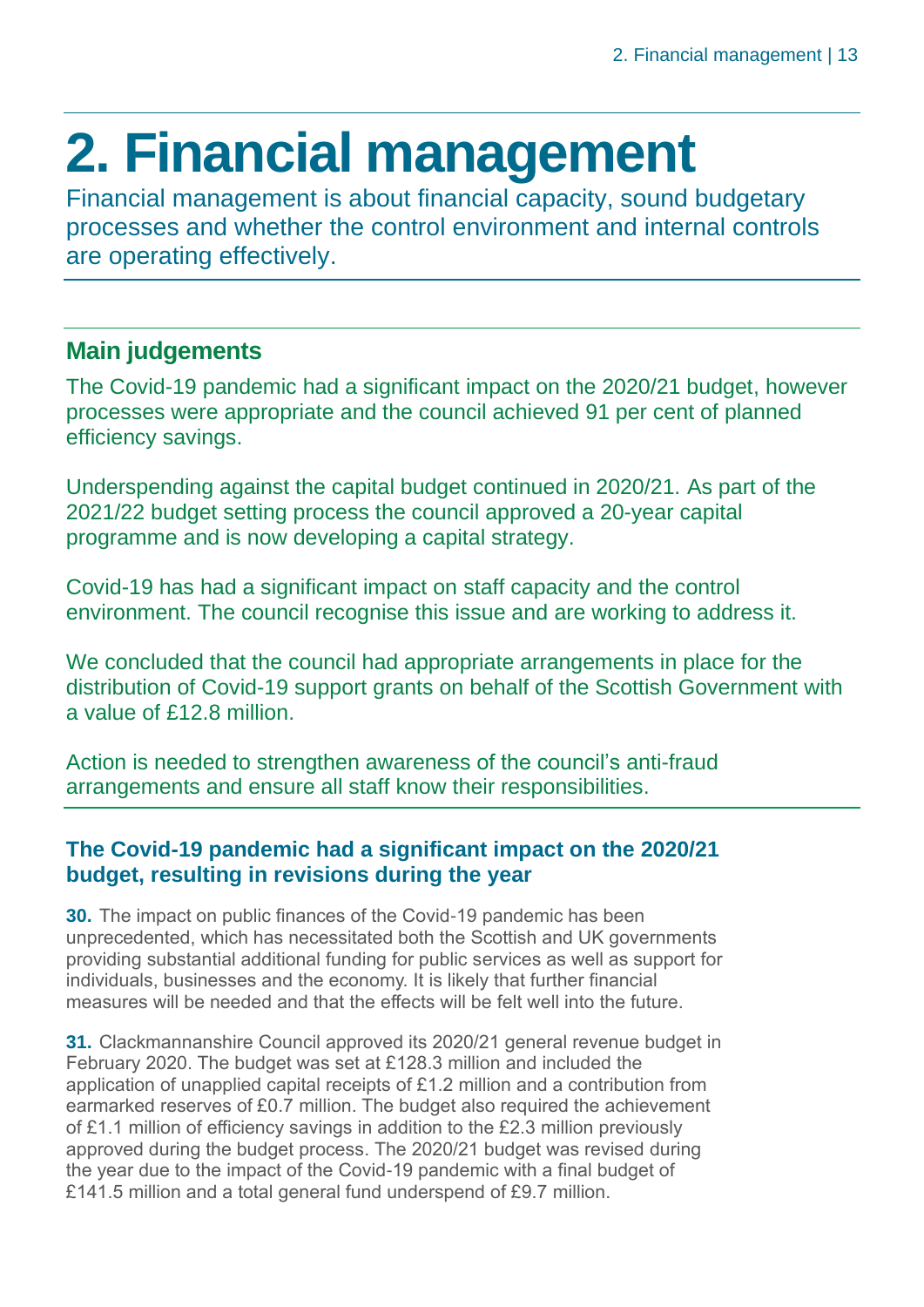# 2. Financial management

Financial management is about financial capacity, sound budgetary processes and whether the control environment and internal controls are operating effectively.

## Main judgements

The Covid-19 pandemic had a significant impact on the 2020/21 budget, however processes were appropriate and the council achieved 91 per cent of planned efficiency savings.

Underspending against the capital budget continued in 2020/21. As part of the 2021/22 budget setting process the council approved a 20-year capital programme and is now developing a capital strategy.

Covid-19 has had a significant impact on staff capacity and the control environment. The council recognise this issue and are working to address it.

We concluded that the council had appropriate arrangements in place for the distribution of Covid-19 support grants on behalf of the Scottish Government with a value of £12.8 million.

Action is needed to strengthen awareness of the council's anti-fraud arrangements and ensure all staff know their responsibilities.

### The Covid-19 pandemic had a significant impact on the 2020/21 budget, resulting in revisions during the year

**30.** The impact on public finances of the Covid-19 pandemic has been unprecedented, which has necessitated both the Scottish and UK governments providing substantial additional funding for public services as well as support for individuals, businesses and the economy. It is likely that further financial measures will be needed and that the effects will be felt well into the future.

**31.** Clackmannanshire Council approved its 2020/21 general revenue budget in February 2020. The budget was set at £128.3 million and included the application of unapplied capital receipts of £1.2 million and a contribution from earmarked reserves of £0.7 million. The budget also required the achievement of £1.1 million of efficiency savings in addition to the £2.3 million previously approved during the budget process. The 2020/21 budget was revised during the year due to the impact of the Covid-19 pandemic with a final budget of £141.5 million and a total general fund underspend of £9.7 million.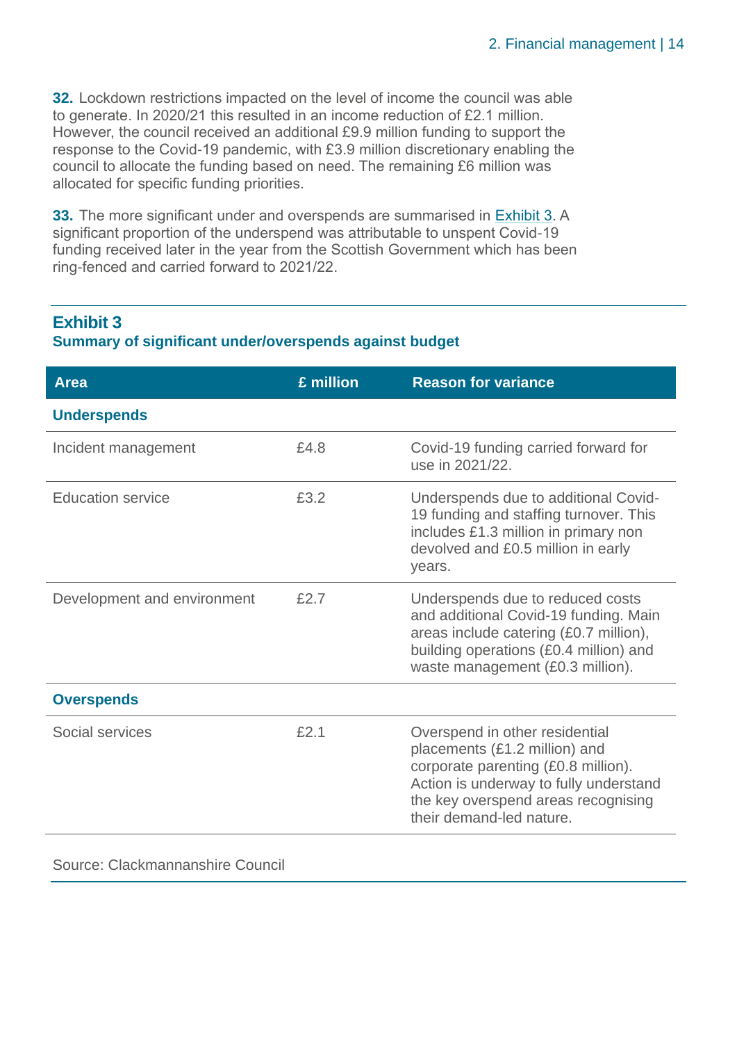**32.** Lockdown restrictions impacted on the level of income the council was able to generate. In 2020/21 this resulted in an income reduction of £2.1 million. However, the council received an additional £9.9 million funding to support the response to the Covid-19 pandemic, with £3.9 million discretionary enabling the council to allocate the funding based on need. The remaining £6 million was allocated for specific funding priorities.

**33.** The more significant under and overspends are summarised in Exhibit 3. A significant proportion of the underspend was attributable to unspent Covid-19 funding received later in the year from the Scottish Government which has been ring-fenced and carried forward to 2021/22.

## Exhibit 3

**Summary of significant under/overspends against budget**

| Area | £ million | Reason for variance |
|---|---|---|
| **Underspends** | | |
| Incident management | £4.8 | Covid-19 funding carried forward for use in 2021/22. |
| Education service | £3.2 | Underspends due to additional Covid-19 funding and staffing turnover. This includes £1.3 million in primary non devolved and £0.5 million in early years. |
| Development and environment | £2.7 | Underspends due to reduced costs and additional Covid-19 funding. Main areas include catering (£0.7 million), building operations (£0.4 million) and waste management (£0.3 million). |
| **Overspends** | | |
| Social services | £2.1 | Overspend in other residential placements (£1.2 million) and corporate parenting (£0.8 million). Action is underway to fully understand the key overspend areas recognising their demand-led nature. |

Source: Clackmannanshire Council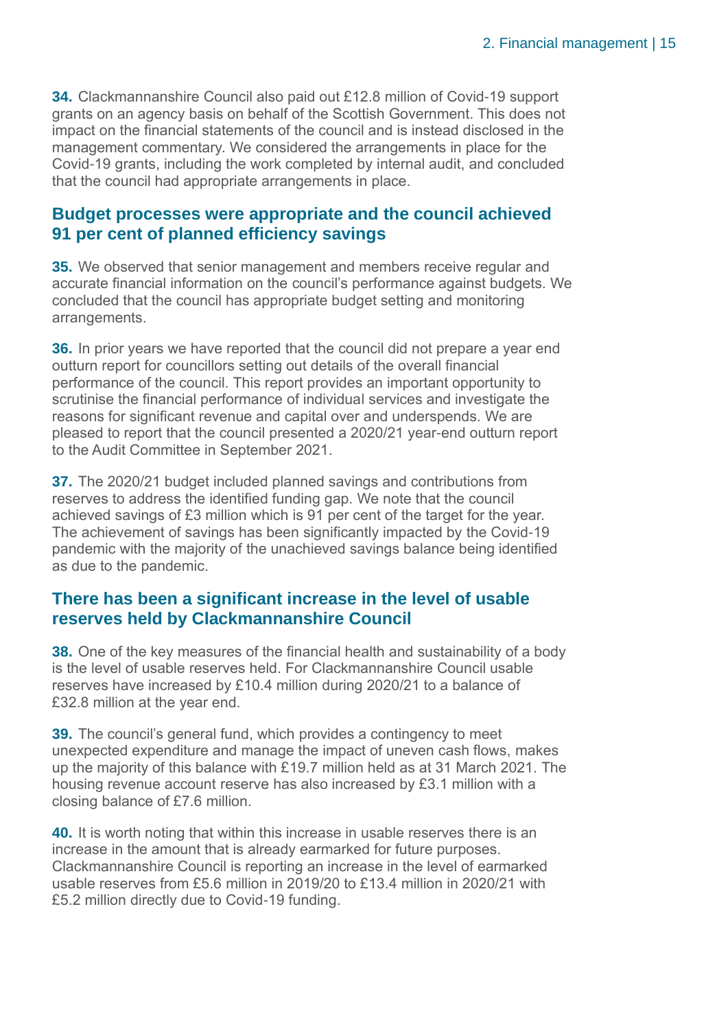**34.** Clackmannanshire Council also paid out £12.8 million of Covid-19 support grants on an agency basis on behalf of the Scottish Government. This does not impact on the financial statements of the council and is instead disclosed in the management commentary. We considered the arrangements in place for the Covid-19 grants, including the work completed by internal audit, and concluded that the council had appropriate arrangements in place.

## Budget processes were appropriate and the council achieved 91 per cent of planned efficiency savings

**35.** We observed that senior management and members receive regular and accurate financial information on the council's performance against budgets. We concluded that the council has appropriate budget setting and monitoring arrangements.

**36.** In prior years we have reported that the council did not prepare a year end outturn report for councillors setting out details of the overall financial performance of the council. This report provides an important opportunity to scrutinise the financial performance of individual services and investigate the reasons for significant revenue and capital over and underspends. We are pleased to report that the council presented a 2020/21 year-end outturn report to the Audit Committee in September 2021.

**37.** The 2020/21 budget included planned savings and contributions from reserves to address the identified funding gap. We note that the council achieved savings of £3 million which is 91 per cent of the target for the year. The achievement of savings has been significantly impacted by the Covid-19 pandemic with the majority of the unachieved savings balance being identified as due to the pandemic.

## There has been a significant increase in the level of usable reserves held by Clackmannanshire Council

**38.** One of the key measures of the financial health and sustainability of a body is the level of usable reserves held. For Clackmannanshire Council usable reserves have increased by £10.4 million during 2020/21 to a balance of £32.8 million at the year end.

**39.** The council's general fund, which provides a contingency to meet unexpected expenditure and manage the impact of uneven cash flows, makes up the majority of this balance with £19.7 million held as at 31 March 2021. The housing revenue account reserve has also increased by £3.1 million with a closing balance of £7.6 million.

**40.** It is worth noting that within this increase in usable reserves there is an increase in the amount that is already earmarked for future purposes. Clackmannanshire Council is reporting an increase in the level of earmarked usable reserves from £5.6 million in 2019/20 to £13.4 million in 2020/21 with £5.2 million directly due to Covid-19 funding.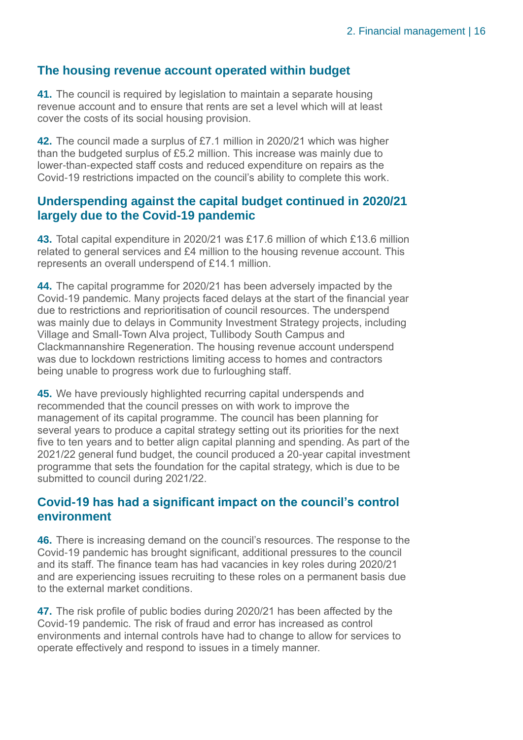## The housing revenue account operated within budget

**41.** The council is required by legislation to maintain a separate housing revenue account and to ensure that rents are set a level which will at least cover the costs of its social housing provision.

**42.** The council made a surplus of £7.1 million in 2020/21 which was higher than the budgeted surplus of £5.2 million. This increase was mainly due to lower-than-expected staff costs and reduced expenditure on repairs as the Covid-19 restrictions impacted on the council's ability to complete this work.

## Underspending against the capital budget continued in 2020/21 largely due to the Covid-19 pandemic

**43.** Total capital expenditure in 2020/21 was £17.6 million of which £13.6 million related to general services and £4 million to the housing revenue account. This represents an overall underspend of £14.1 million.

**44.** The capital programme for 2020/21 has been adversely impacted by the Covid-19 pandemic. Many projects faced delays at the start of the financial year due to restrictions and reprioritisation of council resources. The underspend was mainly due to delays in Community Investment Strategy projects, including Village and Small-Town Alva project, Tullibody South Campus and Clackmannanshire Regeneration. The housing revenue account underspend was due to lockdown restrictions limiting access to homes and contractors being unable to progress work due to furloughing staff.

**45.** We have previously highlighted recurring capital underspends and recommended that the council presses on with work to improve the management of its capital programme. The council has been planning for several years to produce a capital strategy setting out its priorities for the next five to ten years and to better align capital planning and spending. As part of the 2021/22 general fund budget, the council produced a 20-year capital investment programme that sets the foundation for the capital strategy, which is due to be submitted to council during 2021/22.

## Covid-19 has had a significant impact on the council's control environment

**46.** There is increasing demand on the council's resources. The response to the Covid-19 pandemic has brought significant, additional pressures to the council and its staff. The finance team has had vacancies in key roles during 2020/21 and are experiencing issues recruiting to these roles on a permanent basis due to the external market conditions.

**47.** The risk profile of public bodies during 2020/21 has been affected by the Covid-19 pandemic. The risk of fraud and error has increased as control environments and internal controls have had to change to allow for services to operate effectively and respond to issues in a timely manner.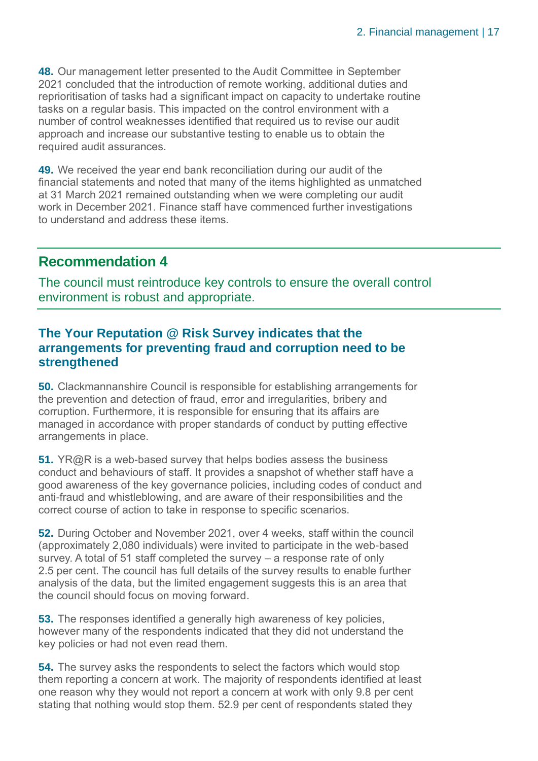**48.** Our management letter presented to the Audit Committee in September 2021 concluded that the introduction of remote working, additional duties and reprioritisation of tasks had a significant impact on capacity to undertake routine tasks on a regular basis. This impacted on the control environment with a number of control weaknesses identified that required us to revise our audit approach and increase our substantive testing to enable us to obtain the required audit assurances.

**49.** We received the year end bank reconciliation during our audit of the financial statements and noted that many of the items highlighted as unmatched at 31 March 2021 remained outstanding when we were completing our audit work in December 2021. Finance staff have commenced further investigations to understand and address these items.

## Recommendation 4

The council must reintroduce key controls to ensure the overall control environment is robust and appropriate.

### The Your Reputation @ Risk Survey indicates that the arrangements for preventing fraud and corruption need to be strengthened

**50.** Clackmannanshire Council is responsible for establishing arrangements for the prevention and detection of fraud, error and irregularities, bribery and corruption. Furthermore, it is responsible for ensuring that its affairs are managed in accordance with proper standards of conduct by putting effective arrangements in place.

**51.** YR@R is a web-based survey that helps bodies assess the business conduct and behaviours of staff. It provides a snapshot of whether staff have a good awareness of the key governance policies, including codes of conduct and anti-fraud and whistleblowing, and are aware of their responsibilities and the correct course of action to take in response to specific scenarios.

**52.** During October and November 2021, over 4 weeks, staff within the council (approximately 2,080 individuals) were invited to participate in the web-based survey. A total of 51 staff completed the survey – a response rate of only 2.5 per cent. The council has full details of the survey results to enable further analysis of the data, but the limited engagement suggests this is an area that the council should focus on moving forward.

**53.** The responses identified a generally high awareness of key policies, however many of the respondents indicated that they did not understand the key policies or had not even read them.

**54.** The survey asks the respondents to select the factors which would stop them reporting a concern at work. The majority of respondents identified at least one reason why they would not report a concern at work with only 9.8 per cent stating that nothing would stop them. 52.9 per cent of respondents stated they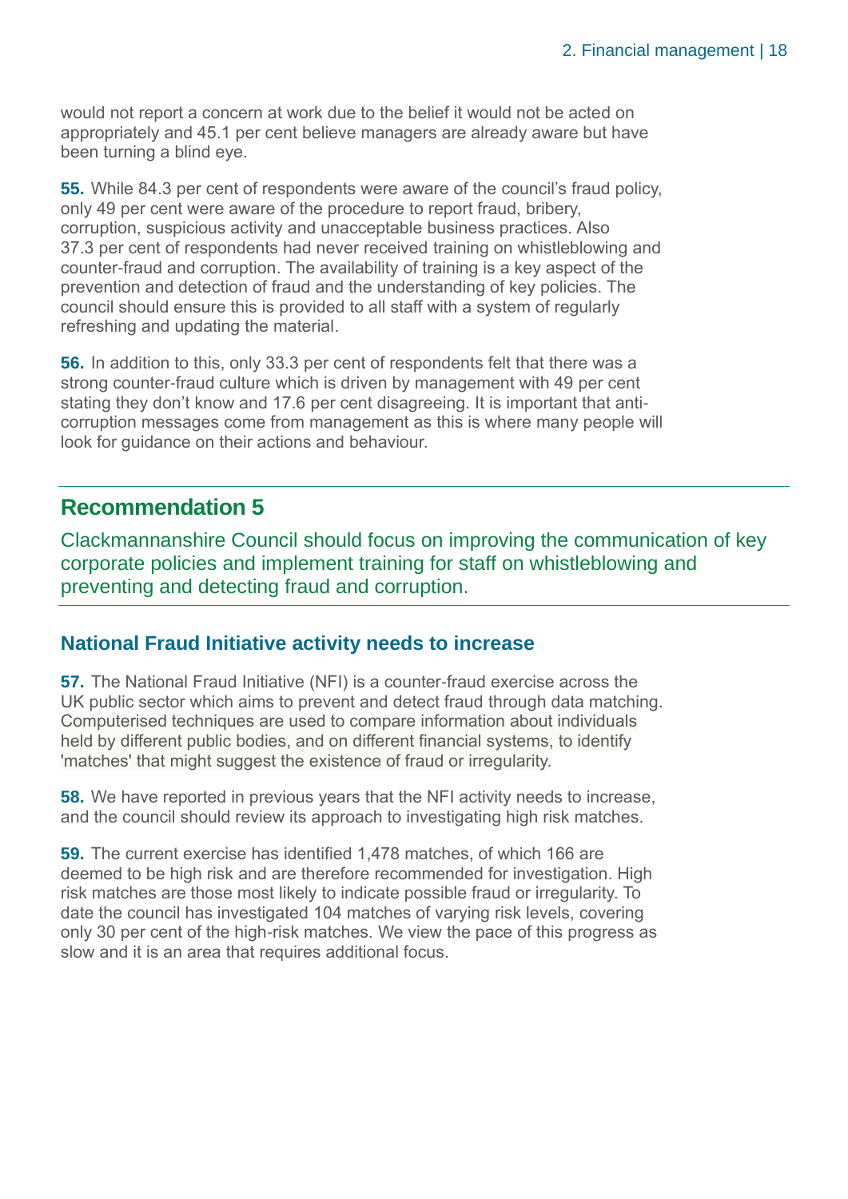would not report a concern at work due to the belief it would not be acted on appropriately and 45.1 per cent believe managers are already aware but have been turning a blind eye.

**55.** While 84.3 per cent of respondents were aware of the council's fraud policy, only 49 per cent were aware of the procedure to report fraud, bribery, corruption, suspicious activity and unacceptable business practices. Also 37.3 per cent of respondents had never received training on whistleblowing and counter-fraud and corruption. The availability of training is a key aspect of the prevention and detection of fraud and the understanding of key policies. The council should ensure this is provided to all staff with a system of regularly refreshing and updating the material.

**56.** In addition to this, only 33.3 per cent of respondents felt that there was a strong counter-fraud culture which is driven by management with 49 per cent stating they don't know and 17.6 per cent disagreeing. It is important that anti-corruption messages come from management as this is where many people will look for guidance on their actions and behaviour.

## Recommendation 5

Clackmannanshire Council should focus on improving the communication of key corporate policies and implement training for staff on whistleblowing and preventing and detecting fraud and corruption.

### National Fraud Initiative activity needs to increase

**57.** The National Fraud Initiative (NFI) is a counter-fraud exercise across the UK public sector which aims to prevent and detect fraud through data matching. Computerised techniques are used to compare information about individuals held by different public bodies, and on different financial systems, to identify 'matches' that might suggest the existence of fraud or irregularity.

**58.** We have reported in previous years that the NFI activity needs to increase, and the council should review its approach to investigating high risk matches.

**59.** The current exercise has identified 1,478 matches, of which 166 are deemed to be high risk and are therefore recommended for investigation. High risk matches are those most likely to indicate possible fraud or irregularity. To date the council has investigated 104 matches of varying risk levels, covering only 30 per cent of the high-risk matches. We view the pace of this progress as slow and it is an area that requires additional focus.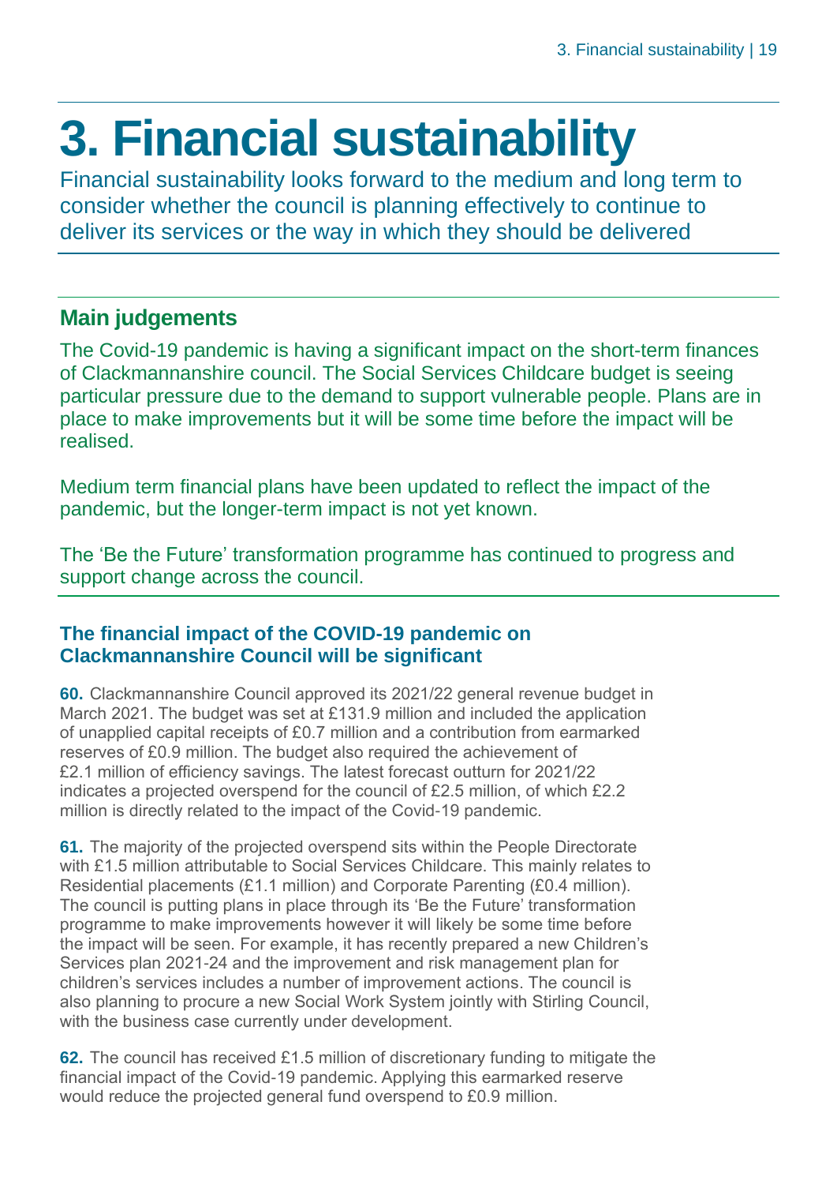# 3. Financial sustainability

Financial sustainability looks forward to the medium and long term to consider whether the council is planning effectively to continue to deliver its services or the way in which they should be delivered

## Main judgements

The Covid-19 pandemic is having a significant impact on the short-term finances of Clackmannanshire council. The Social Services Childcare budget is seeing particular pressure due to the demand to support vulnerable people. Plans are in place to make improvements but it will be some time before the impact will be realised.

Medium term financial plans have been updated to reflect the impact of the pandemic, but the longer-term impact is not yet known.

The 'Be the Future' transformation programme has continued to progress and support change across the council.

### The financial impact of the COVID-19 pandemic on Clackmannanshire Council will be significant

**60.** Clackmannanshire Council approved its 2021/22 general revenue budget in March 2021. The budget was set at £131.9 million and included the application of unapplied capital receipts of £0.7 million and a contribution from earmarked reserves of £0.9 million. The budget also required the achievement of £2.1 million of efficiency savings. The latest forecast outturn for 2021/22 indicates a projected overspend for the council of £2.5 million, of which £2.2 million is directly related to the impact of the Covid-19 pandemic.

**61.** The majority of the projected overspend sits within the People Directorate with £1.5 million attributable to Social Services Childcare. This mainly relates to Residential placements (£1.1 million) and Corporate Parenting (£0.4 million). The council is putting plans in place through its 'Be the Future' transformation programme to make improvements however it will likely be some time before the impact will be seen. For example, it has recently prepared a new Children's Services plan 2021-24 and the improvement and risk management plan for children's services includes a number of improvement actions. The council is also planning to procure a new Social Work System jointly with Stirling Council, with the business case currently under development.

**62.** The council has received £1.5 million of discretionary funding to mitigate the financial impact of the Covid-19 pandemic. Applying this earmarked reserve would reduce the projected general fund overspend to £0.9 million.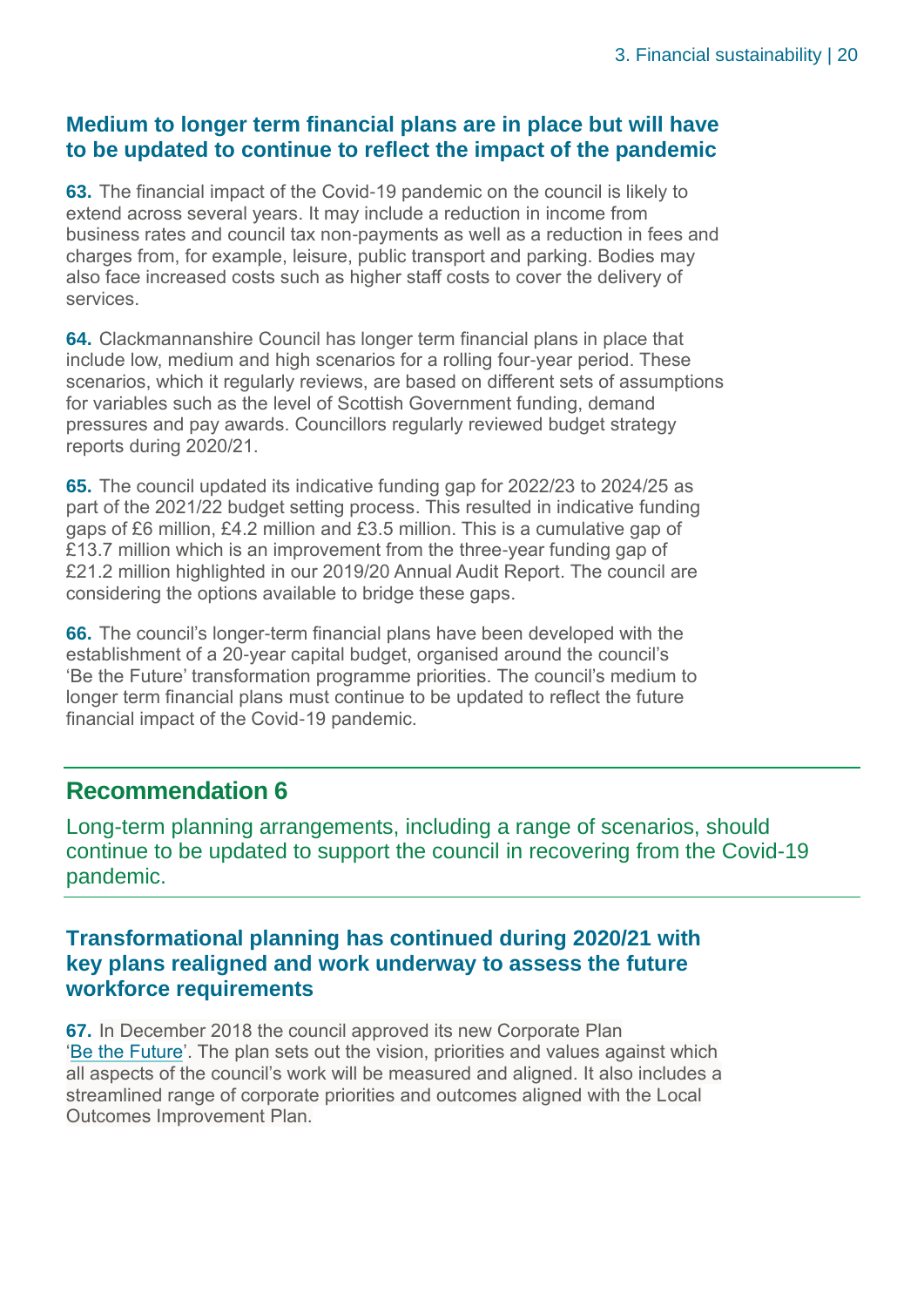### Medium to longer term financial plans are in place but will have to be updated to continue to reflect the impact of the pandemic

**63.** The financial impact of the Covid-19 pandemic on the council is likely to extend across several years. It may include a reduction in income from business rates and council tax non-payments as well as a reduction in fees and charges from, for example, leisure, public transport and parking. Bodies may also face increased costs such as higher staff costs to cover the delivery of services.

**64.** Clackmannanshire Council has longer term financial plans in place that include low, medium and high scenarios for a rolling four-year period. These scenarios, which it regularly reviews, are based on different sets of assumptions for variables such as the level of Scottish Government funding, demand pressures and pay awards. Councillors regularly reviewed budget strategy reports during 2020/21.

**65.** The council updated its indicative funding gap for 2022/23 to 2024/25 as part of the 2021/22 budget setting process. This resulted in indicative funding gaps of £6 million, £4.2 million and £3.5 million. This is a cumulative gap of £13.7 million which is an improvement from the three-year funding gap of £21.2 million highlighted in our 2019/20 Annual Audit Report. The council are considering the options available to bridge these gaps.

**66.** The council's longer-term financial plans have been developed with the establishment of a 20-year capital budget, organised around the council's 'Be the Future' transformation programme priorities. The council's medium to longer term financial plans must continue to be updated to reflect the future financial impact of the Covid-19 pandemic.

## Recommendation 6

Long-term planning arrangements, including a range of scenarios, should continue to be updated to support the council in recovering from the Covid-19 pandemic.

### Transformational planning has continued during 2020/21 with key plans realigned and work underway to assess the future workforce requirements

**67.** In December 2018 the council approved its new Corporate Plan 'Be the Future'. The plan sets out the vision, priorities and values against which all aspects of the council's work will be measured and aligned. It also includes a streamlined range of corporate priorities and outcomes aligned with the Local Outcomes Improvement Plan.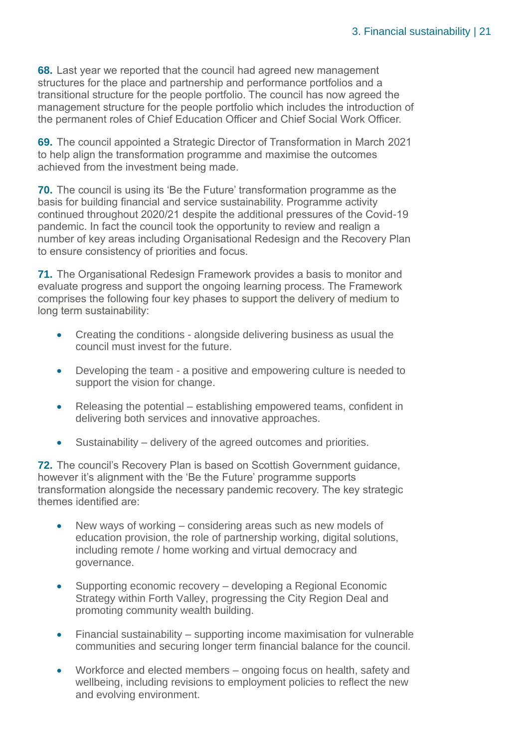**68.** Last year we reported that the council had agreed new management structures for the place and partnership and performance portfolios and a transitional structure for the people portfolio. The council has now agreed the management structure for the people portfolio which includes the introduction of the permanent roles of Chief Education Officer and Chief Social Work Officer.

**69.** The council appointed a Strategic Director of Transformation in March 2021 to help align the transformation programme and maximise the outcomes achieved from the investment being made.

**70.** The council is using its 'Be the Future' transformation programme as the basis for building financial and service sustainability. Programme activity continued throughout 2020/21 despite the additional pressures of the Covid-19 pandemic. In fact the council took the opportunity to review and realign a number of key areas including Organisational Redesign and the Recovery Plan to ensure consistency of priorities and focus.

**71.** The Organisational Redesign Framework provides a basis to monitor and evaluate progress and support the ongoing learning process. The Framework comprises the following four key phases to support the delivery of medium to long term sustainability:

- Creating the conditions - alongside delivering business as usual the council must invest for the future.
- Developing the team - a positive and empowering culture is needed to support the vision for change.
- Releasing the potential – establishing empowered teams, confident in delivering both services and innovative approaches.
- Sustainability – delivery of the agreed outcomes and priorities.

**72.** The council's Recovery Plan is based on Scottish Government guidance, however it's alignment with the 'Be the Future' programme supports transformation alongside the necessary pandemic recovery. The key strategic themes identified are:

- New ways of working – considering areas such as new models of education provision, the role of partnership working, digital solutions, including remote / home working and virtual democracy and governance.
- Supporting economic recovery – developing a Regional Economic Strategy within Forth Valley, progressing the City Region Deal and promoting community wealth building.
- Financial sustainability – supporting income maximisation for vulnerable communities and securing longer term financial balance for the council.
- Workforce and elected members – ongoing focus on health, safety and wellbeing, including revisions to employment policies to reflect the new and evolving environment.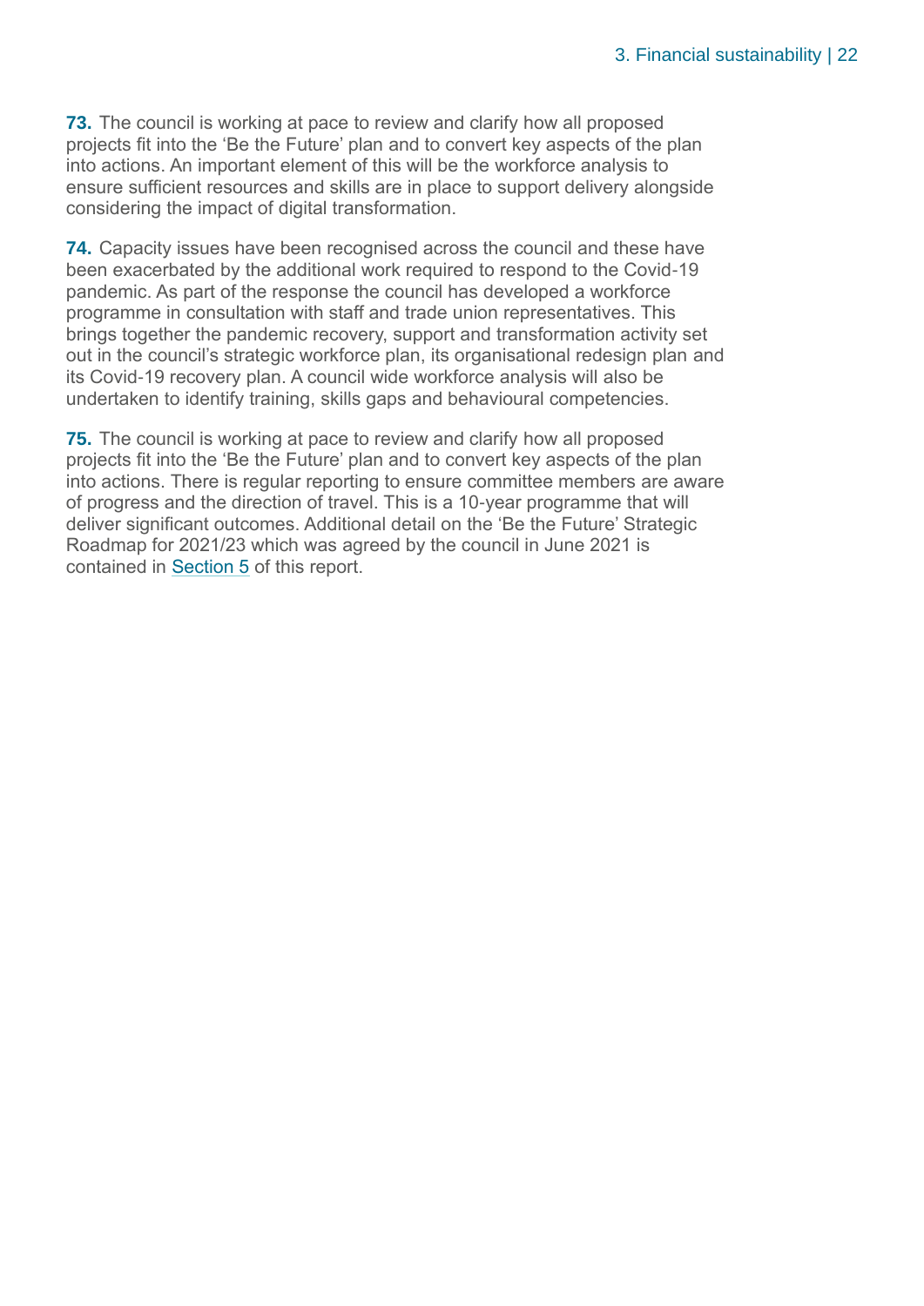**73.** The council is working at pace to review and clarify how all proposed projects fit into the 'Be the Future' plan and to convert key aspects of the plan into actions. An important element of this will be the workforce analysis to ensure sufficient resources and skills are in place to support delivery alongside considering the impact of digital transformation.

**74.** Capacity issues have been recognised across the council and these have been exacerbated by the additional work required to respond to the Covid-19 pandemic. As part of the response the council has developed a workforce programme in consultation with staff and trade union representatives. This brings together the pandemic recovery, support and transformation activity set out in the council's strategic workforce plan, its organisational redesign plan and its Covid-19 recovery plan. A council wide workforce analysis will also be undertaken to identify training, skills gaps and behavioural competencies.

**75.** The council is working at pace to review and clarify how all proposed projects fit into the 'Be the Future' plan and to convert key aspects of the plan into actions. There is regular reporting to ensure committee members are aware of progress and the direction of travel. This is a 10-year programme that will deliver significant outcomes. Additional detail on the 'Be the Future' Strategic Roadmap for 2021/23 which was agreed by the council in June 2021 is contained in Section 5 of this report.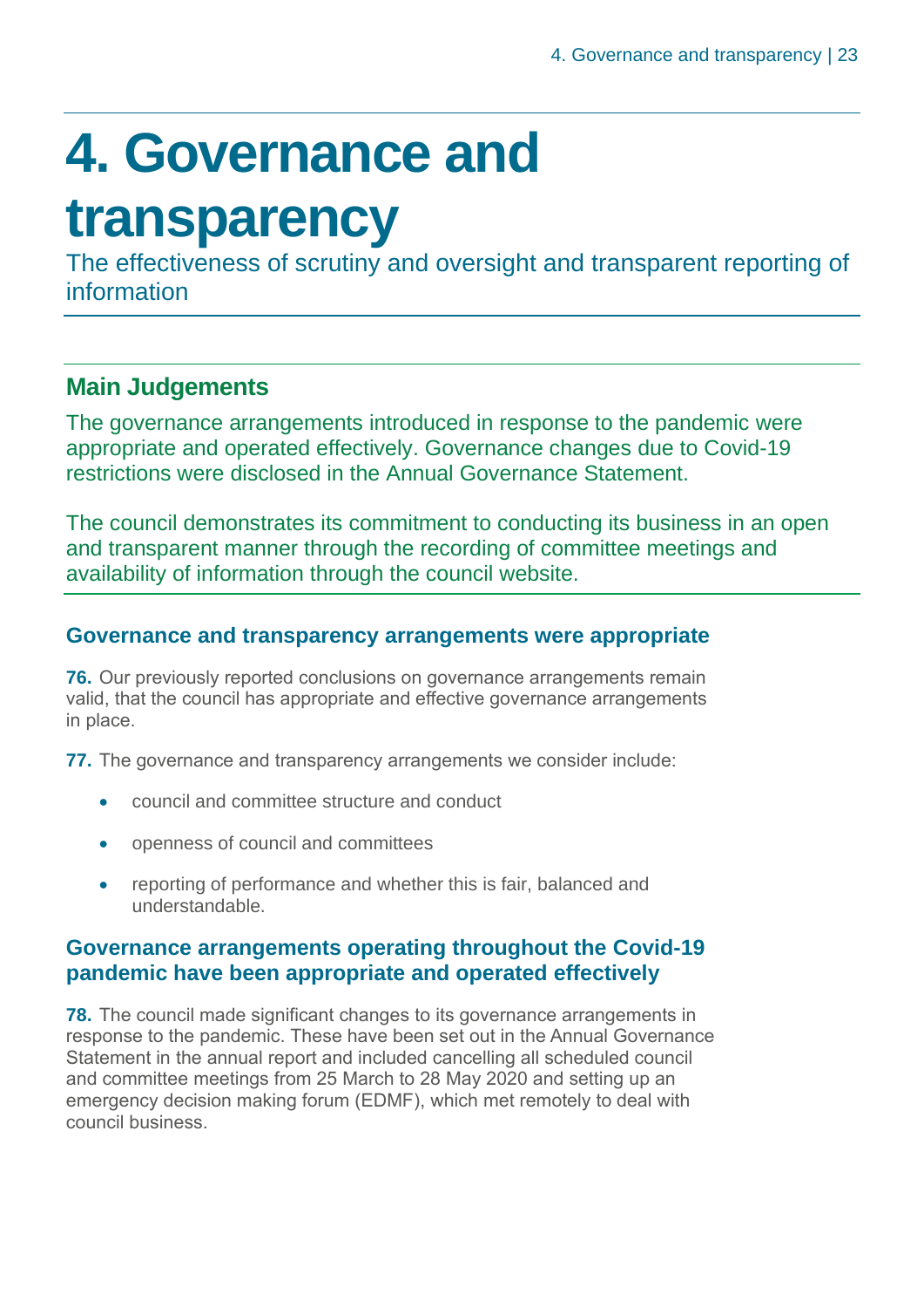# 4. Governance and transparency

The effectiveness of scrutiny and oversight and transparent reporting of information

## Main Judgements

The governance arrangements introduced in response to the pandemic were appropriate and operated effectively. Governance changes due to Covid-19 restrictions were disclosed in the Annual Governance Statement.

The council demonstrates its commitment to conducting its business in an open and transparent manner through the recording of committee meetings and availability of information through the council website.

### Governance and transparency arrangements were appropriate

**76.** Our previously reported conclusions on governance arrangements remain valid, that the council has appropriate and effective governance arrangements in place.

**77.** The governance and transparency arrangements we consider include:

- council and committee structure and conduct
- openness of council and committees
- reporting of performance and whether this is fair, balanced and understandable.

### Governance arrangements operating throughout the Covid-19 pandemic have been appropriate and operated effectively

**78.** The council made significant changes to its governance arrangements in response to the pandemic. These have been set out in the Annual Governance Statement in the annual report and included cancelling all scheduled council and committee meetings from 25 March to 28 May 2020 and setting up an emergency decision making forum (EDMF), which met remotely to deal with council business.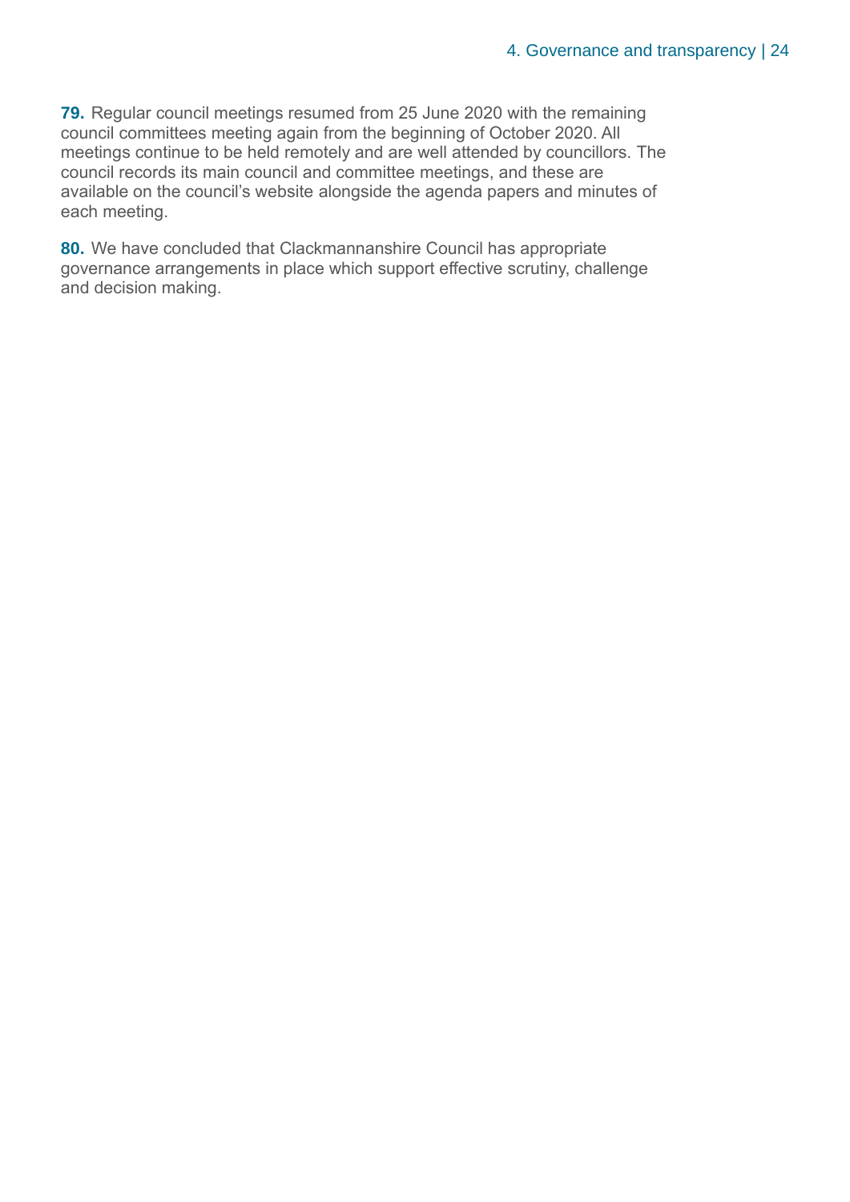**79.** Regular council meetings resumed from 25 June 2020 with the remaining council committees meeting again from the beginning of October 2020. All meetings continue to be held remotely and are well attended by councillors. The council records its main council and committee meetings, and these are available on the council's website alongside the agenda papers and minutes of each meeting.

**80.** We have concluded that Clackmannanshire Council has appropriate governance arrangements in place which support effective scrutiny, challenge and decision making.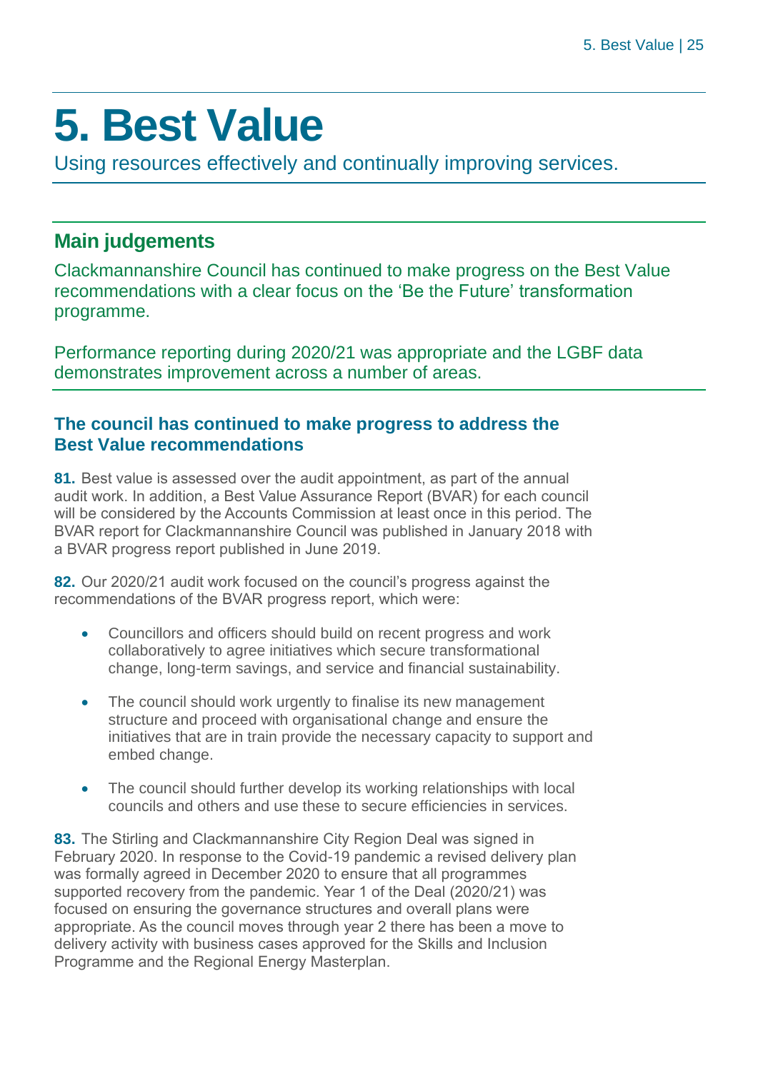# 5. Best Value

Using resources effectively and continually improving services.

## Main judgements

Clackmannanshire Council has continued to make progress on the Best Value recommendations with a clear focus on the 'Be the Future' transformation programme.

Performance reporting during 2020/21 was appropriate and the LGBF data demonstrates improvement across a number of areas.

### The council has continued to make progress to address the Best Value recommendations

**81.** Best value is assessed over the audit appointment, as part of the annual audit work. In addition, a Best Value Assurance Report (BVAR) for each council will be considered by the Accounts Commission at least once in this period. The BVAR report for Clackmannanshire Council was published in January 2018 with a BVAR progress report published in June 2019.

**82.** Our 2020/21 audit work focused on the council's progress against the recommendations of the BVAR progress report, which were:

- Councillors and officers should build on recent progress and work collaboratively to agree initiatives which secure transformational change, long-term savings, and service and financial sustainability.
- The council should work urgently to finalise its new management structure and proceed with organisational change and ensure the initiatives that are in train provide the necessary capacity to support and embed change.
- The council should further develop its working relationships with local councils and others and use these to secure efficiencies in services.

**83.** The Stirling and Clackmannanshire City Region Deal was signed in February 2020. In response to the Covid-19 pandemic a revised delivery plan was formally agreed in December 2020 to ensure that all programmes supported recovery from the pandemic. Year 1 of the Deal (2020/21) was focused on ensuring the governance structures and overall plans were appropriate. As the council moves through year 2 there has been a move to delivery activity with business cases approved for the Skills and Inclusion Programme and the Regional Energy Masterplan.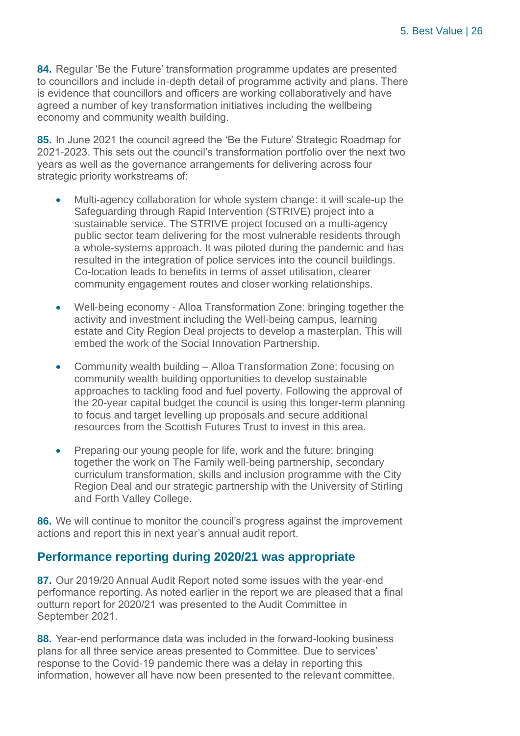**84.** Regular 'Be the Future' transformation programme updates are presented to councillors and include in-depth detail of programme activity and plans. There is evidence that councillors and officers are working collaboratively and have agreed a number of key transformation initiatives including the wellbeing economy and community wealth building.

**85.** In June 2021 the council agreed the 'Be the Future' Strategic Roadmap for 2021-2023. This sets out the council's transformation portfolio over the next two years as well as the governance arrangements for delivering across four strategic priority workstreams of:

- Multi-agency collaboration for whole system change: it will scale-up the Safeguarding through Rapid Intervention (STRIVE) project into a sustainable service. The STRIVE project focused on a multi-agency public sector team delivering for the most vulnerable residents through a whole-systems approach. It was piloted during the pandemic and has resulted in the integration of police services into the council buildings. Co-location leads to benefits in terms of asset utilisation, clearer community engagement routes and closer working relationships.
- Well-being economy - Alloa Transformation Zone: bringing together the activity and investment including the Well-being campus, learning estate and City Region Deal projects to develop a masterplan. This will embed the work of the Social Innovation Partnership.
- Community wealth building – Alloa Transformation Zone: focusing on community wealth building opportunities to develop sustainable approaches to tackling food and fuel poverty. Following the approval of the 20-year capital budget the council is using this longer-term planning to focus and target levelling up proposals and secure additional resources from the Scottish Futures Trust to invest in this area.
- Preparing our young people for life, work and the future: bringing together the work on The Family well-being partnership, secondary curriculum transformation, skills and inclusion programme with the City Region Deal and our strategic partnership with the University of Stirling and Forth Valley College.

**86.** We will continue to monitor the council's progress against the improvement actions and report this in next year's annual audit report.

## Performance reporting during 2020/21 was appropriate

**87.** Our 2019/20 Annual Audit Report noted some issues with the year-end performance reporting. As noted earlier in the report we are pleased that a final outturn report for 2020/21 was presented to the Audit Committee in September 2021.

**88.** Year-end performance data was included in the forward-looking business plans for all three service areas presented to Committee. Due to services' response to the Covid-19 pandemic there was a delay in reporting this information, however all have now been presented to the relevant committee.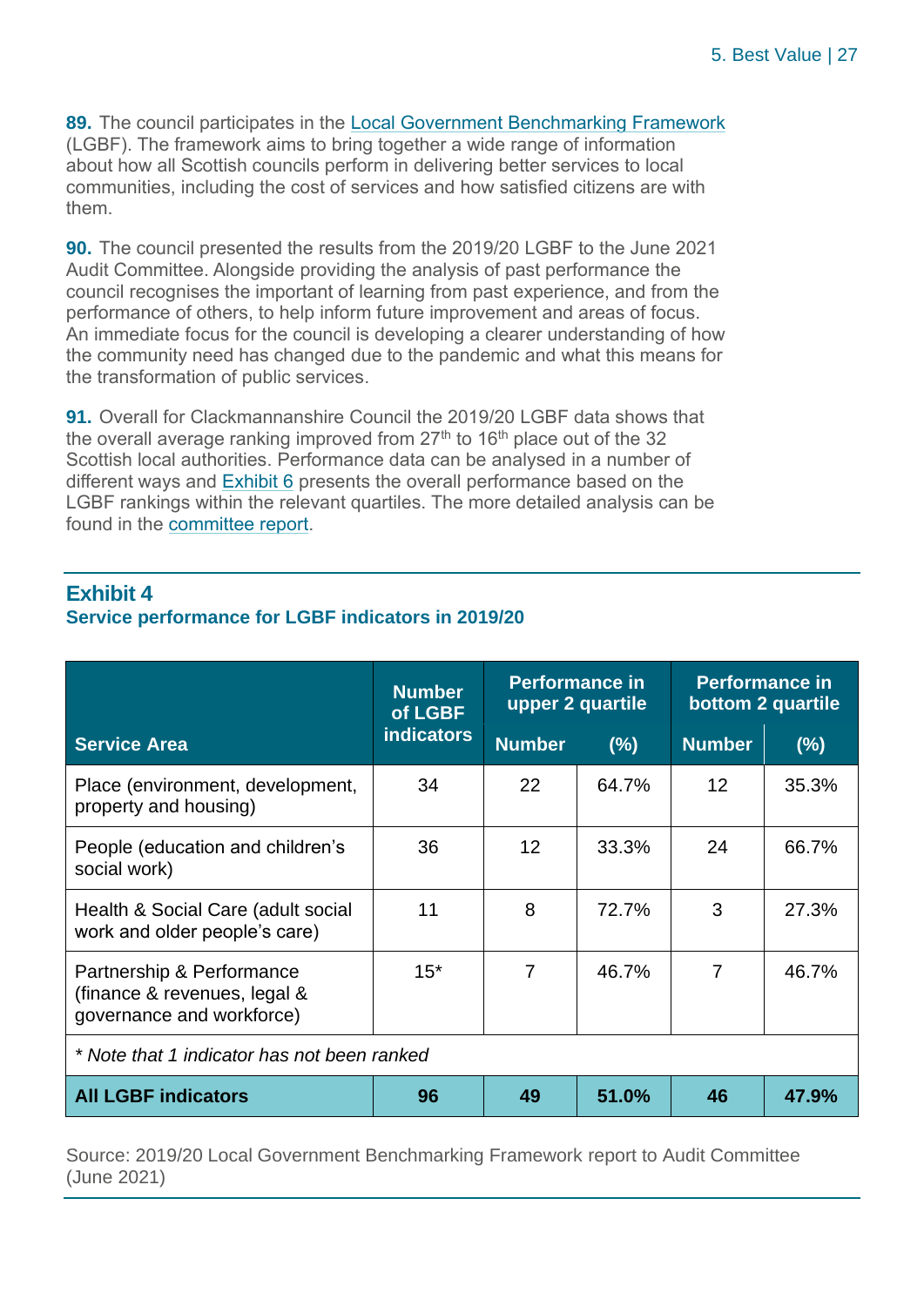**89.** The council participates in the Local Government Benchmarking Framework (LGBF). The framework aims to bring together a wide range of information about how all Scottish councils perform in delivering better services to local communities, including the cost of services and how satisfied citizens are with them.

**90.** The council presented the results from the 2019/20 LGBF to the June 2021 Audit Committee. Alongside providing the analysis of past performance the council recognises the important of learning from past experience, and from the performance of others, to help inform future improvement and areas of focus. An immediate focus for the council is developing a clearer understanding of how the community need has changed due to the pandemic and what this means for the transformation of public services.

**91.** Overall for Clackmannanshire Council the 2019/20 LGBF data shows that the overall average ranking improved from 27th to 16th place out of the 32 Scottish local authorities. Performance data can be analysed in a number of different ways and Exhibit 6 presents the overall performance based on the LGBF rankings within the relevant quartiles. The more detailed analysis can be found in the committee report.

## Exhibit 4

### Service performance for LGBF indicators in 2019/20

| Service Area | Number of LGBF indicators | Performance in upper 2 quartile | | Performance in bottom 2 quartile | |
|---|---|---|---|---|---|
| | | Number | (%) | Number | (%) |
| Place (environment, development, property and housing) | 34 | 22 | 64.7% | 12 | 35.3% |
| People (education and children's social work) | 36 | 12 | 33.3% | 24 | 66.7% |
| Health & Social Care (adult social work and older people's care) | 11 | 8 | 72.7% | 3 | 27.3% |
| Partnership & Performance (finance & revenues, legal & governance and workforce) | 15* | 7 | 46.7% | 7 | 46.7% |
| *\* Note that 1 indicator has not been ranked* | | | | | |
| **All LGBF indicators** | **96** | **49** | **51.0%** | **46** | **47.9%** |

Source: 2019/20 Local Government Benchmarking Framework report to Audit Committee (June 2021)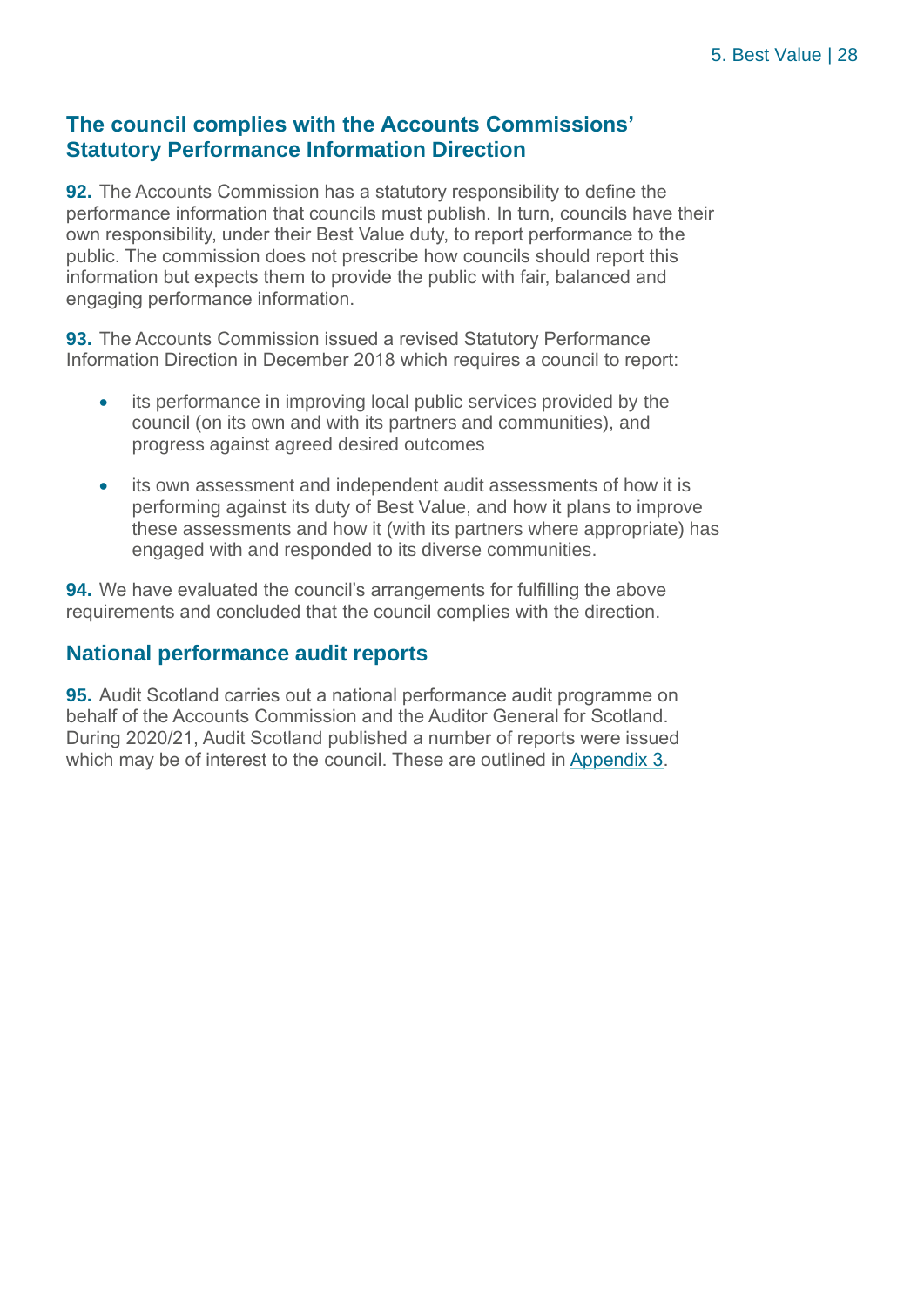## The council complies with the Accounts Commissions' Statutory Performance Information Direction

**92.** The Accounts Commission has a statutory responsibility to define the performance information that councils must publish. In turn, councils have their own responsibility, under their Best Value duty, to report performance to the public. The commission does not prescribe how councils should report this information but expects them to provide the public with fair, balanced and engaging performance information.

**93.** The Accounts Commission issued a revised Statutory Performance Information Direction in December 2018 which requires a council to report:

- its performance in improving local public services provided by the council (on its own and with its partners and communities), and progress against agreed desired outcomes
- its own assessment and independent audit assessments of how it is performing against its duty of Best Value, and how it plans to improve these assessments and how it (with its partners where appropriate) has engaged with and responded to its diverse communities.

**94.** We have evaluated the council's arrangements for fulfilling the above requirements and concluded that the council complies with the direction.

## National performance audit reports

**95.** Audit Scotland carries out a national performance audit programme on behalf of the Accounts Commission and the Auditor General for Scotland. During 2020/21, Audit Scotland published a number of reports were issued which may be of interest to the council. These are outlined in Appendix 3.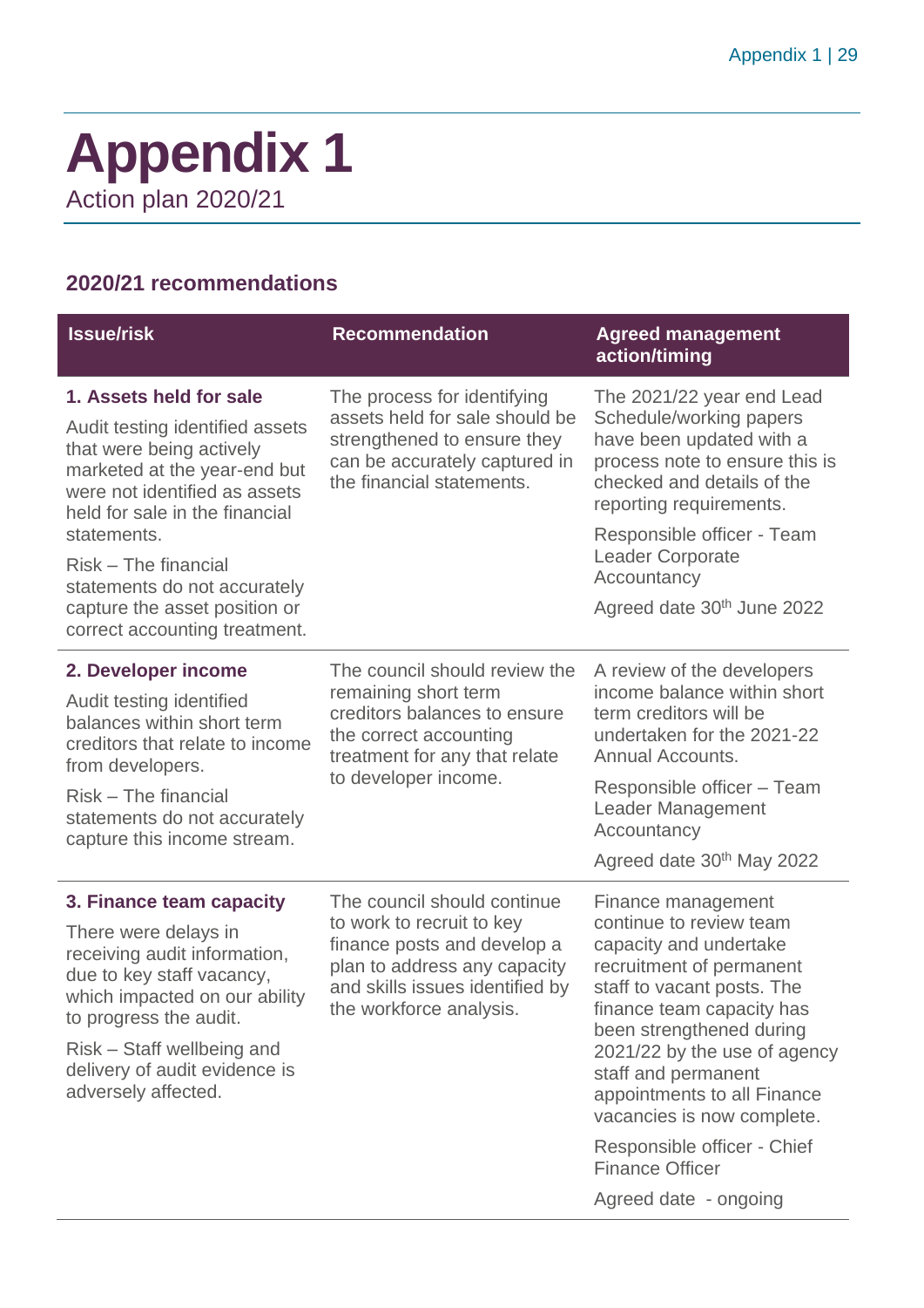# Appendix 1

Action plan 2020/21

## 2020/21 recommendations

| Issue/risk | Recommendation | Agreed management action/timing |
|---|---|---|
| **1. Assets held for sale**<br><br>Audit testing identified assets that were being actively marketed at the year-end but were not identified as assets held for sale in the financial statements.<br><br>Risk – The financial statements do not accurately capture the asset position or correct accounting treatment. | The process for identifying assets held for sale should be strengthened to ensure they can be accurately captured in the financial statements. | The 2021/22 year end Lead Schedule/working papers have been updated with a process note to ensure this is checked and details of the reporting requirements.<br><br>Responsible officer - Team Leader Corporate Accountancy<br><br>Agreed date 30th June 2022 |
| **2. Developer income**<br><br>Audit testing identified balances within short term creditors that relate to income from developers.<br><br>Risk – The financial statements do not accurately capture this income stream. | The council should review the remaining short term creditors balances to ensure the correct accounting treatment for any that relate to developer income. | A review of the developers income balance within short term creditors will be undertaken for the 2021-22 Annual Accounts.<br><br>Responsible officer – Team Leader Management Accountancy<br><br>Agreed date 30th May 2022 |
| **3. Finance team capacity**<br><br>There were delays in receiving audit information, due to key staff vacancy, which impacted on our ability to progress the audit.<br><br>Risk – Staff wellbeing and delivery of audit evidence is adversely affected. | The council should continue to work to recruit to key finance posts and develop a plan to address any capacity and skills issues identified by the workforce analysis. | Finance management continue to review team capacity and undertake recruitment of permanent staff to vacant posts. The finance team capacity has been strengthened during 2021/22 by the use of agency staff and permanent appointments to all Finance vacancies is now complete.<br><br>Responsible officer - Chief Finance Officer<br><br>Agreed date - ongoing |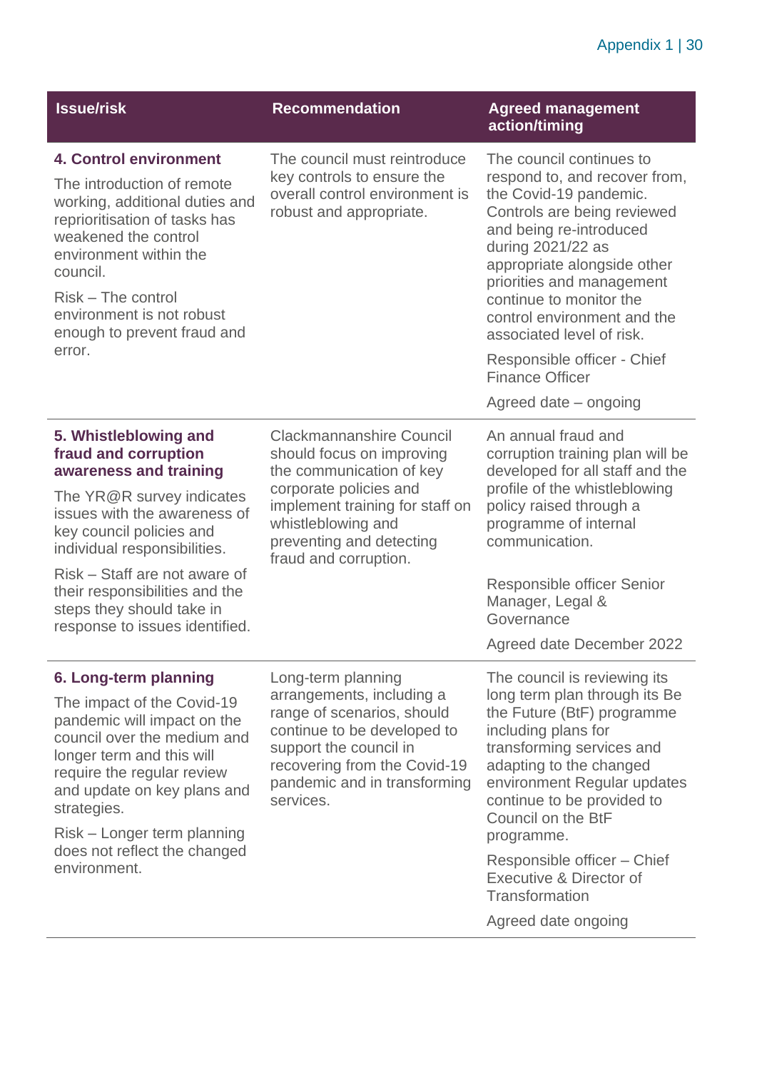| Issue/risk | Recommendation | Agreed management action/timing |
|---|---|---|
| **4. Control environment**<br><br>The introduction of remote working, additional duties and reprioritisation of tasks has weakened the control environment within the council.<br><br>Risk – The control environment is not robust enough to prevent fraud and error. | The council must reintroduce key controls to ensure the overall control environment is robust and appropriate. | The council continues to respond to, and recover from, the Covid-19 pandemic. Controls are being reviewed and being re-introduced during 2021/22 as appropriate alongside other priorities and management continue to monitor the control environment and the associated level of risk.<br><br>Responsible officer - Chief Finance Officer<br><br>Agreed date – ongoing |
| **5. Whistleblowing and fraud and corruption awareness and training**<br><br>The YR@R survey indicates issues with the awareness of key council policies and individual responsibilities.<br><br>Risk – Staff are not aware of their responsibilities and the steps they should take in response to issues identified. | Clackmannanshire Council should focus on improving the communication of key corporate policies and implement training for staff on whistleblowing and preventing and detecting fraud and corruption. | An annual fraud and corruption training plan will be developed for all staff and the profile of the whistleblowing policy raised through a programme of internal communication.<br><br>Responsible officer Senior Manager, Legal & Governance<br><br>Agreed date December 2022 |
| **6. Long-term planning**<br><br>The impact of the Covid-19 pandemic will impact on the council over the medium and longer term and this will require the regular review and update on key plans and strategies.<br><br>Risk – Longer term planning does not reflect the changed environment. | Long-term planning arrangements, including a range of scenarios, should continue to be developed to support the council in recovering from the Covid-19 pandemic and in transforming services. | The council is reviewing its long term plan through its Be the Future (BtF) programme including plans for transforming services and adapting to the changed environment Regular updates continue to be provided to Council on the BtF programme.<br><br>Responsible officer – Chief Executive & Director of Transformation<br><br>Agreed date ongoing |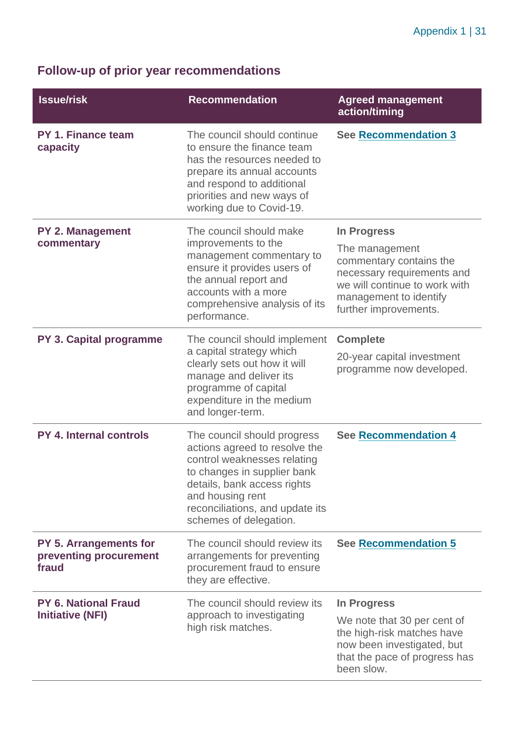## Follow-up of prior year recommendations

| Issue/risk | Recommendation | Agreed management action/timing |
|---|---|---|
| **PY 1. Finance team capacity** | The council should continue to ensure the finance team has the resources needed to prepare its annual accounts and respond to additional priorities and new ways of working due to Covid-19. | **See Recommendation 3** |
| **PY 2. Management commentary** | The council should make improvements to the management commentary to ensure it provides users of the annual report and accounts with a more comprehensive analysis of its performance. | **In Progress**<br>The management commentary contains the necessary requirements and we will continue to work with management to identify further improvements. |
| **PY 3. Capital programme** | The council should implement a capital strategy which clearly sets out how it will manage and deliver its programme of capital expenditure in the medium and longer-term. | **Complete**<br>20-year capital investment programme now developed. |
| **PY 4. Internal controls** | The council should progress actions agreed to resolve the control weaknesses relating to changes in supplier bank details, bank access rights and housing rent reconciliations, and update its schemes of delegation. | **See Recommendation 4** |
| **PY 5. Arrangements for preventing procurement fraud** | The council should review its arrangements for preventing procurement fraud to ensure they are effective. | **See Recommendation 5** |
| **PY 6. National Fraud Initiative (NFI)** | The council should review its approach to investigating high risk matches. | **In Progress**<br>We note that 30 per cent of the high-risk matches have now been investigated, but that the pace of progress has been slow. |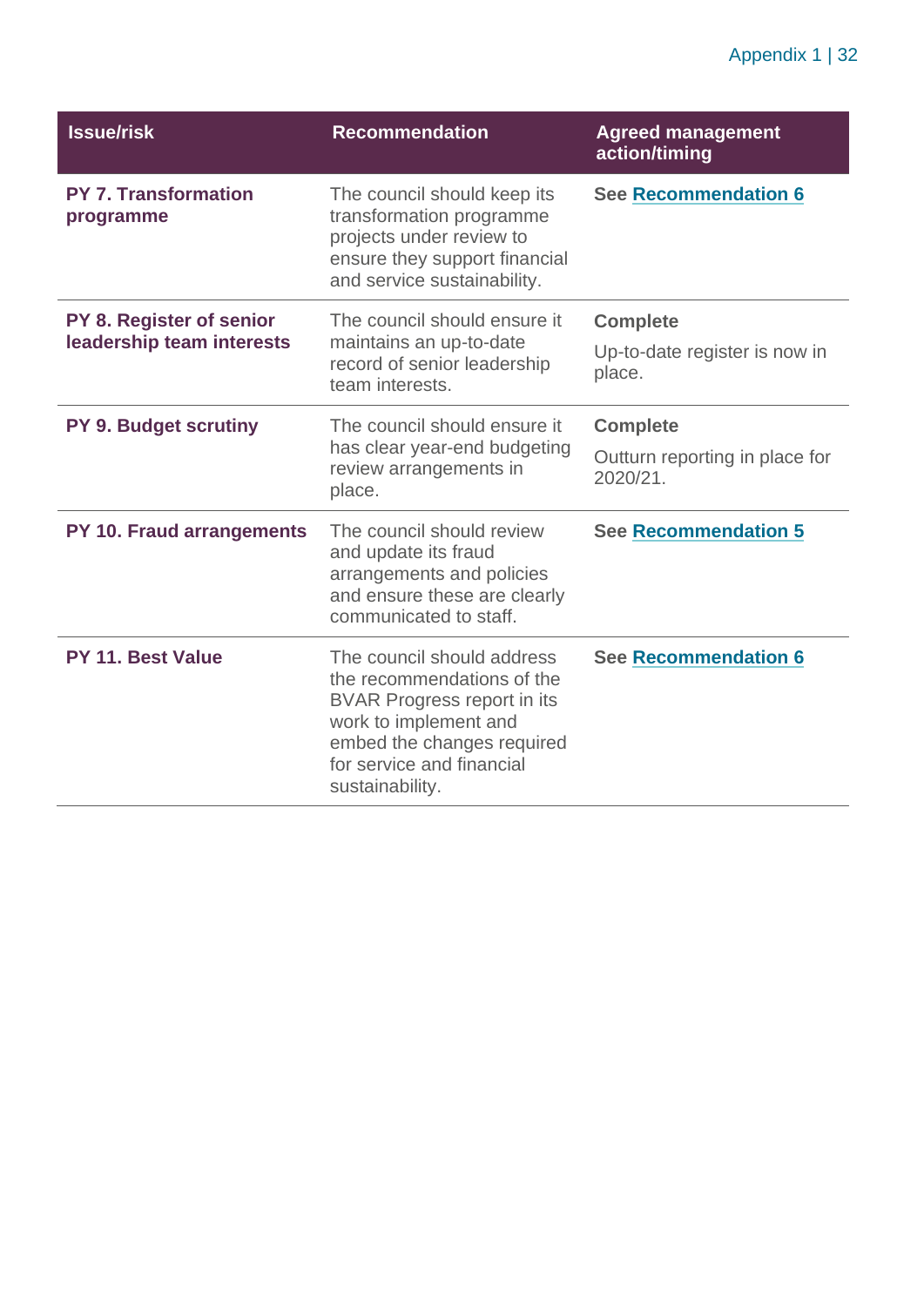| Issue/risk | Recommendation | Agreed management action/timing |
|---|---|---|
| **PY 7. Transformation programme** | The council should keep its transformation programme projects under review to ensure they support financial and service sustainability. | **See Recommendation 6** |
| **PY 8. Register of senior leadership team interests** | The council should ensure it maintains an up-to-date record of senior leadership team interests. | **Complete**<br><br>Up-to-date register is now in place. |
| **PY 9. Budget scrutiny** | The council should ensure it has clear year-end budgeting review arrangements in place. | **Complete**<br><br>Outturn reporting in place for 2020/21. |
| **PY 10. Fraud arrangements** | The council should review and update its fraud arrangements and policies and ensure these are clearly communicated to staff. | **See Recommendation 5** |
| **PY 11. Best Value** | The council should address the recommendations of the BVAR Progress report in its work to implement and embed the changes required for service and financial sustainability. | **See Recommendation 6** |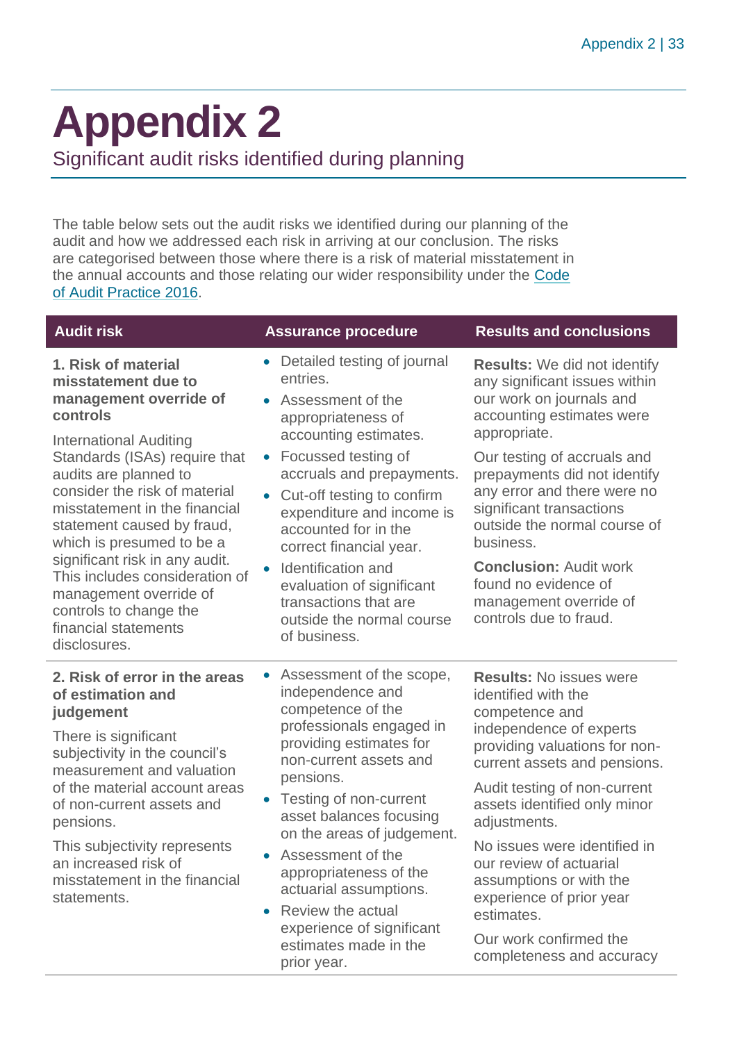# Appendix 2

Significant audit risks identified during planning

The table below sets out the audit risks we identified during our planning of the audit and how we addressed each risk in arriving at our conclusion. The risks are categorised between those where there is a risk of material misstatement in the annual accounts and those relating our wider responsibility under the Code of Audit Practice 2016.

| Audit risk | Assurance procedure | Results and conclusions |
|---|---|---|
| **1. Risk of material misstatement due to management override of controls**<br><br>International Auditing Standards (ISAs) require that audits are planned to consider the risk of material misstatement in the financial statement caused by fraud, which is presumed to be a significant risk in any audit. This includes consideration of management override of controls to change the financial statements disclosures. | • Detailed testing of journal entries.<br>• Assessment of the appropriateness of accounting estimates.<br>• Focussed testing of accruals and prepayments.<br>• Cut-off testing to confirm expenditure and income is accounted for in the correct financial year.<br>• Identification and evaluation of significant transactions that are outside the normal course of business. | **Results:** We did not identify any significant issues within our work on journals and accounting estimates were appropriate.<br><br>Our testing of accruals and prepayments did not identify any error and there were no significant transactions outside the normal course of business.<br><br>**Conclusion:** Audit work found no evidence of management override of controls due to fraud. |
| **2. Risk of error in the areas of estimation and judgement**<br><br>There is significant subjectivity in the council's measurement and valuation of the material account areas of non-current assets and pensions.<br><br>This subjectivity represents an increased risk of misstatement in the financial statements. | • Assessment of the scope, independence and competence of the professionals engaged in providing estimates for non-current assets and pensions.<br>• Testing of non-current asset balances focusing on the areas of judgement.<br>• Assessment of the appropriateness of the actuarial assumptions.<br>• Review the actual experience of significant estimates made in the prior year. | **Results:** No issues were identified with the competence and independence of experts providing valuations for non-current assets and pensions.<br><br>Audit testing of non-current assets identified only minor adjustments.<br><br>No issues were identified in our review of actuarial assumptions or with the experience of prior year estimates.<br><br>Our work confirmed the completeness and accuracy |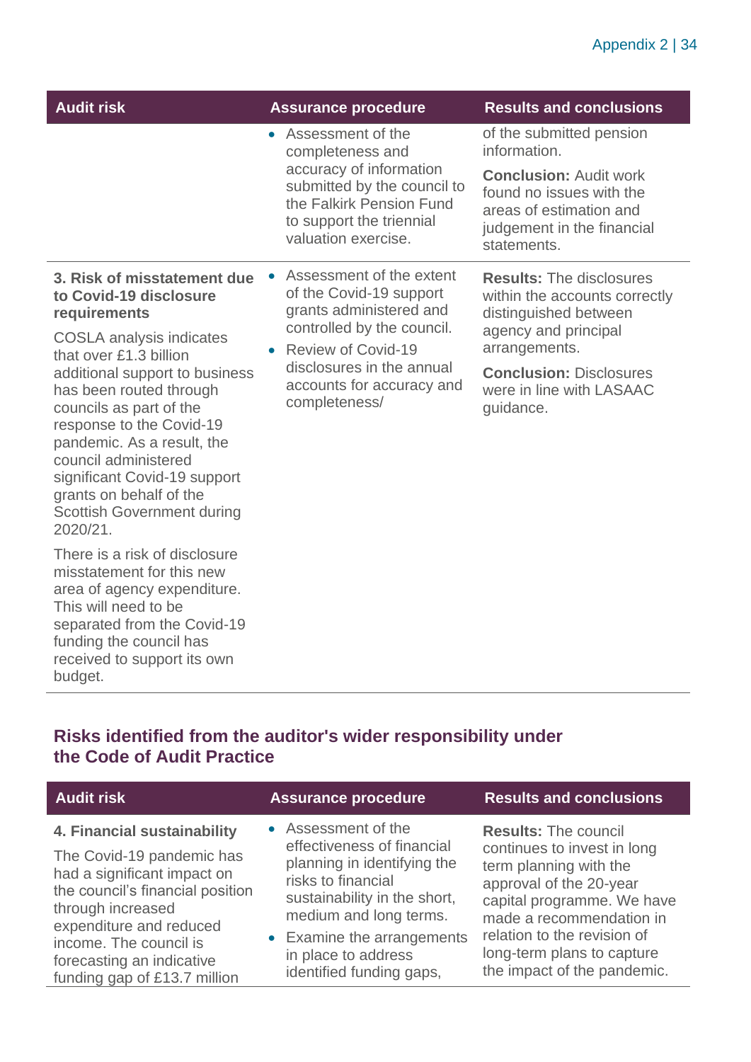| Audit risk | Assurance procedure | Results and conclusions |
|---|---|---|
| | • Assessment of the completeness and accuracy of information submitted by the council to the Falkirk Pension Fund to support the triennial valuation exercise. | of the submitted pension information.<br><br>**Conclusion:** Audit work found no issues with the areas of estimation and judgement in the financial statements. |
| **3. Risk of misstatement due to Covid-19 disclosure requirements**<br><br>COSLA analysis indicates that over £1.3 billion additional support to business has been routed through councils as part of the response to the Covid-19 pandemic. As a result, the council administered significant Covid-19 support grants on behalf of the Scottish Government during 2020/21.<br><br>There is a risk of disclosure misstatement for this new area of agency expenditure. This will need to be separated from the Covid-19 funding the council has received to support its own budget. | • Assessment of the extent of the Covid-19 support grants administered and controlled by the council.<br>• Review of Covid-19 disclosures in the annual accounts for accuracy and completeness/ | **Results:** The disclosures within the accounts correctly distinguished between agency and principal arrangements.<br><br>**Conclusion:** Disclosures were in line with LASAAC guidance. |

## Risks identified from the auditor's wider responsibility under the Code of Audit Practice

| Audit risk | Assurance procedure | Results and conclusions |
|---|---|---|
| **4. Financial sustainability**<br><br>The Covid-19 pandemic has had a significant impact on the council's financial position through increased expenditure and reduced income. The council is forecasting an indicative funding gap of £13.7 million | • Assessment of the effectiveness of financial planning in identifying the risks to financial sustainability in the short, medium and long terms.<br>• Examine the arrangements in place to address identified funding gaps, | **Results:** The council continues to invest in long term planning with the approval of the 20-year capital programme. We have made a recommendation in relation to the revision of long-term plans to capture the impact of the pandemic. |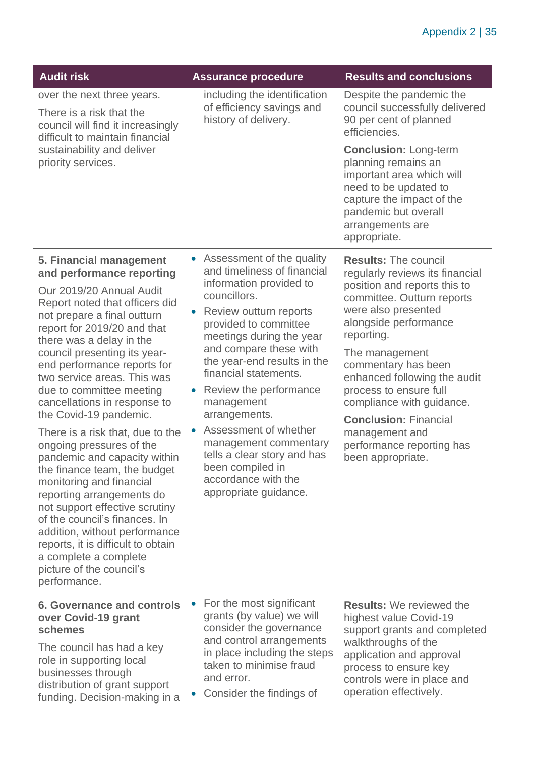| Audit risk | Assurance procedure | Results and conclusions |
|---|---|---|
| over the next three years.<br><br>There is a risk that the council will find it increasingly difficult to maintain financial sustainability and deliver priority services. | including the identification of efficiency savings and history of delivery. | Despite the pandemic the council successfully delivered 90 per cent of planned efficiencies.<br><br>**Conclusion:** Long-term planning remains an important area which will need to be updated to capture the impact of the pandemic but overall arrangements are appropriate. |
| **5. Financial management and performance reporting**<br><br>Our 2019/20 Annual Audit Report noted that officers did not prepare a final outturn report for 2019/20 and that there was a delay in the council presenting its year-end performance reports for two service areas. This was due to committee meeting cancellations in response to the Covid-19 pandemic.<br><br>There is a risk that, due to the ongoing pressures of the pandemic and capacity within the finance team, the budget monitoring and financial reporting arrangements do not support effective scrutiny of the council's finances. In addition, without performance reports, it is difficult to obtain a complete a complete picture of the council's performance. | • Assessment of the quality and timeliness of financial information provided to councillors.<br>• Review outturn reports provided to committee meetings during the year and compare these with the year-end results in the financial statements.<br>• Review the performance management arrangements.<br>• Assessment of whether management commentary tells a clear story and has been compiled in accordance with the appropriate guidance. | **Results:** The council regularly reviews its financial position and reports this to committee. Outturn reports were also presented alongside performance reporting.<br><br>The management commentary has been enhanced following the audit process to ensure full compliance with guidance.<br><br>**Conclusion:** Financial management and performance reporting has been appropriate. |
| **6. Governance and controls over Covid-19 grant schemes**<br><br>The council has had a key role in supporting local businesses through distribution of grant support funding. Decision-making in a | • For the most significant grants (by value) we will consider the governance and control arrangements in place including the steps taken to minimise fraud and error.<br>• Consider the findings of | **Results:** We reviewed the highest value Covid-19 support grants and completed walkthroughs of the application and approval process to ensure key controls were in place and operation effectively. |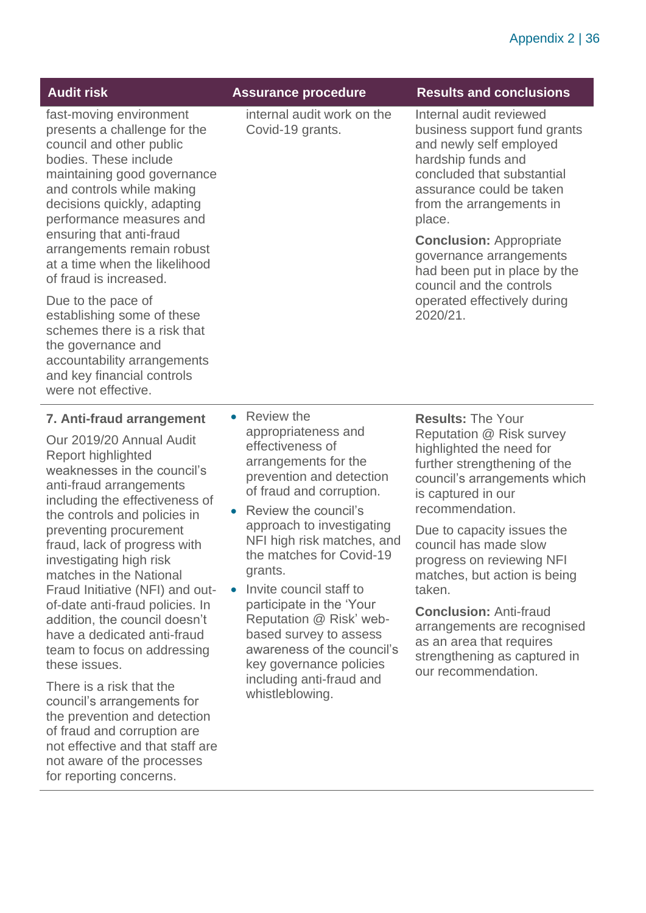| Audit risk | Assurance procedure | Results and conclusions |
|---|---|---|
| fast-moving environment presents a challenge for the council and other public bodies. These include maintaining good governance and controls while making decisions quickly, adapting performance measures and ensuring that anti-fraud arrangements remain robust at a time when the likelihood of fraud is increased.<br><br>Due to the pace of establishing some of these schemes there is a risk that the governance and accountability arrangements and key financial controls were not effective. | internal audit work on the Covid-19 grants. | Internal audit reviewed business support fund grants and newly self employed hardship funds and concluded that substantial assurance could be taken from the arrangements in place.<br><br>**Conclusion:** Appropriate governance arrangements had been put in place by the council and the controls operated effectively during 2020/21. |
| **7. Anti-fraud arrangement**<br><br>Our 2019/20 Annual Audit Report highlighted weaknesses in the council's anti-fraud arrangements including the effectiveness of the controls and policies in preventing procurement fraud, lack of progress with investigating high risk matches in the National Fraud Initiative (NFI) and out-of-date anti-fraud policies. In addition, the council doesn't have a dedicated anti-fraud team to focus on addressing these issues.<br><br>There is a risk that the council's arrangements for the prevention and detection of fraud and corruption are not effective and that staff are not aware of the processes for reporting concerns. | • Review the appropriateness and effectiveness of arrangements for the prevention and detection of fraud and corruption.<br>• Review the council's approach to investigating NFI high risk matches, and the matches for Covid-19 grants.<br>• Invite council staff to participate in the 'Your Reputation @ Risk' web-based survey to assess awareness of the council's key governance policies including anti-fraud and whistleblowing. | **Results:** The Your Reputation @ Risk survey highlighted the need for further strengthening of the council's arrangements which is captured in our recommendation.<br><br>Due to capacity issues the council has made slow progress on reviewing NFI matches, but action is being taken.<br><br>**Conclusion:** Anti-fraud arrangements are recognised as an area that requires strengthening as captured in our recommendation. |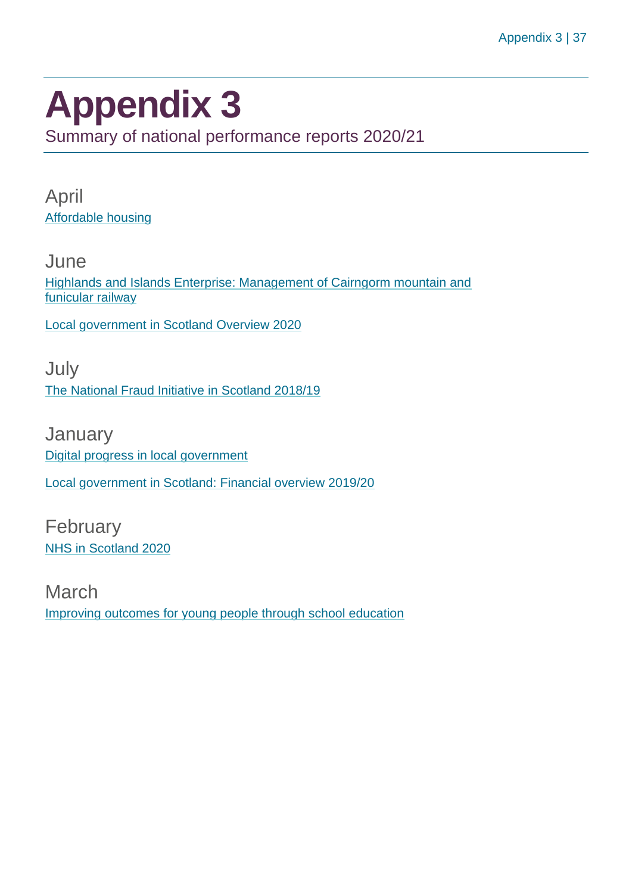# Appendix 3

Summary of national performance reports 2020/21

## April

Affordable housing

## June

Highlands and Islands Enterprise: Management of Cairngorm mountain and funicular railway

Local government in Scotland Overview 2020

## July

The National Fraud Initiative in Scotland 2018/19

## January

Digital progress in local government

Local government in Scotland: Financial overview 2019/20

## February

NHS in Scotland 2020

## March

Improving outcomes for young people through school education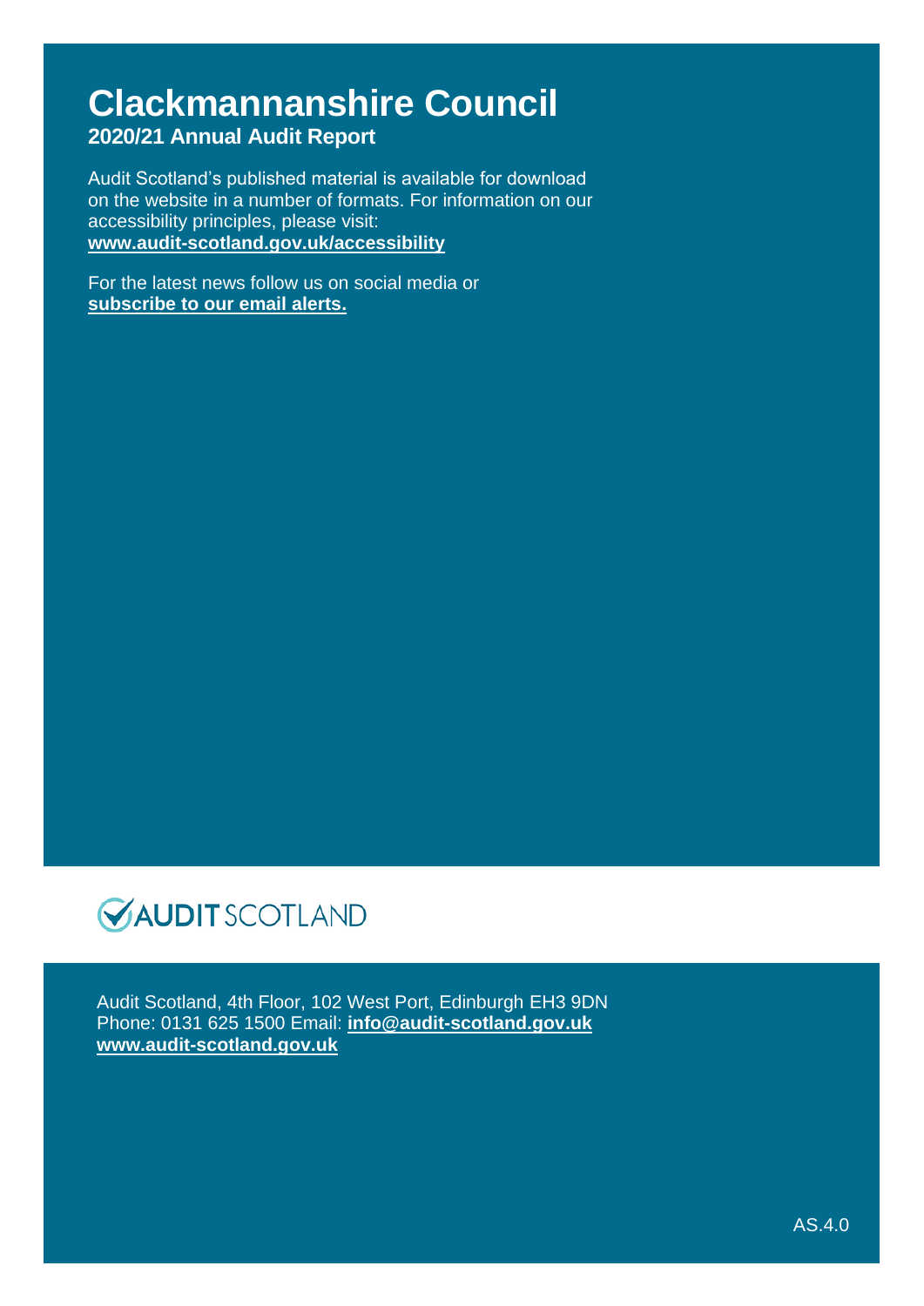# Clackmannanshire Council

## 2020/21 Annual Audit Report

Audit Scotland's published material is available for download on the website in a number of formats. For information on our accessibility principles, please visit: **www.audit-scotland.gov.uk/accessibility**

For the latest news follow us on social media or **subscribe to our email alerts.**

AUDIT SCOTLAND

Audit Scotland, 4th Floor, 102 West Port, Edinburgh EH3 9DN
Phone: 0131 625 1500 Email: **info@audit-scotland.gov.uk**
**www.audit-scotland.gov.uk**

AS.4.0